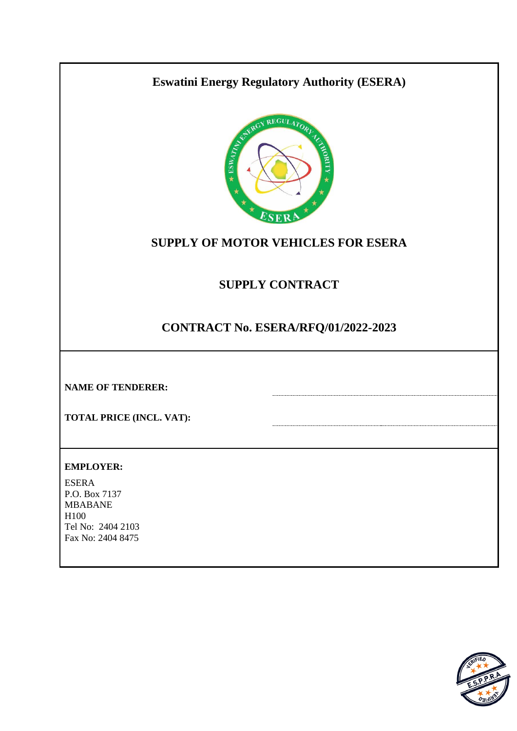# Eswatini Energy Regulatory Authority (ESERA)

## SUPPLY OF MOTOR VEHICLES FOR ESERA

## SUPPLY CONTRACT

## CONTRACT No. ESERA/RFQ/01/2022-2023

**NAME OF TENDERER:** ........................................

**TOTAL PRICE (INCL. VAT):** ........................................

**EMPLOYER:**

ESERA
P.O. Box 7137
MBABANE
H100
Tel No: 2404 2103
Fax No: 2404 8475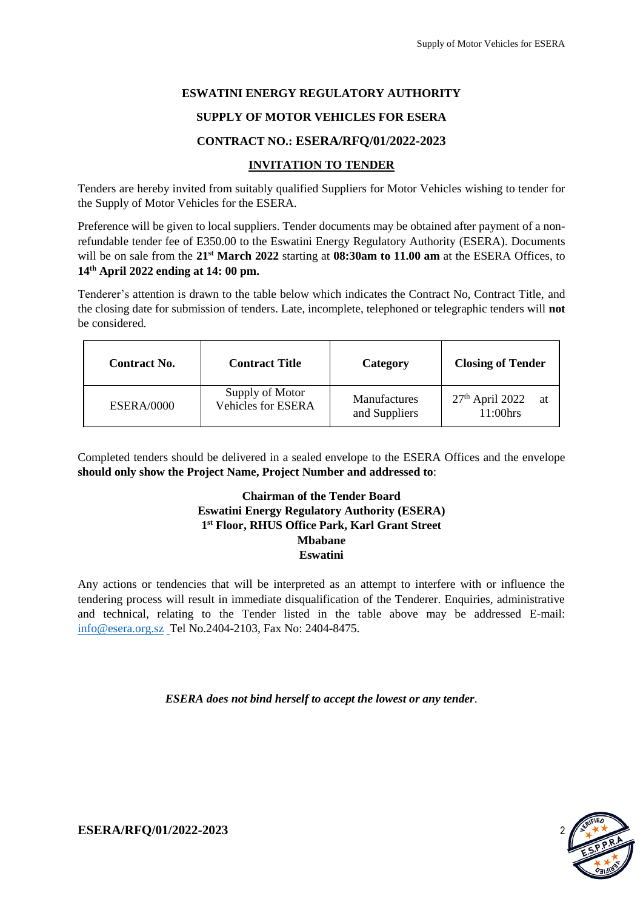**ESWATINI ENERGY REGULATORY AUTHORITY**

**SUPPLY OF MOTOR VEHICLES FOR ESERA**

**CONTRACT NO.: ESERA/RFQ/01/2022-2023**

**INVITATION TO TENDER**

Tenders are hereby invited from suitably qualified Suppliers for Motor Vehicles wishing to tender for the Supply of Motor Vehicles for the ESERA.

Preference will be given to local suppliers. Tender documents may be obtained after payment of a non-refundable tender fee of E350.00 to the Eswatini Energy Regulatory Authority (ESERA). Documents will be on sale from the **21st March 2022** starting at **08:30am to 11.00 am** at the ESERA Offices, to **14th April 2022 ending at 14: 00 pm.**

Tenderer's attention is drawn to the table below which indicates the Contract No, Contract Title, and the closing date for submission of tenders. Late, incomplete, telephoned or telegraphic tenders will **not** be considered.

| Contract No. | Contract Title | Category | Closing of Tender |
|---|---|---|---|
| ESERA/0000 | Supply of Motor Vehicles for ESERA | Manufactures and Suppliers | 27th April 2022 at 11:00hrs |

Completed tenders should be delivered in a sealed envelope to the ESERA Offices and the envelope **should only show the Project Name, Project Number and addressed to**:

**Chairman of the Tender Board**
**Eswatini Energy Regulatory Authority (ESERA)**
**1st Floor, RHUS Office Park, Karl Grant Street**
**Mbabane**
**Eswatini**

Any actions or tendencies that will be interpreted as an attempt to interfere with or influence the tendering process will result in immediate disqualification of the Tenderer. Enquiries, administrative and technical, relating to the Tender listed in the table above may be addressed E-mail: info@esera.org.sz Tel No.2404-2103, Fax No: 2404-8475.

*ESERA does not bind herself to accept the lowest or any tender*.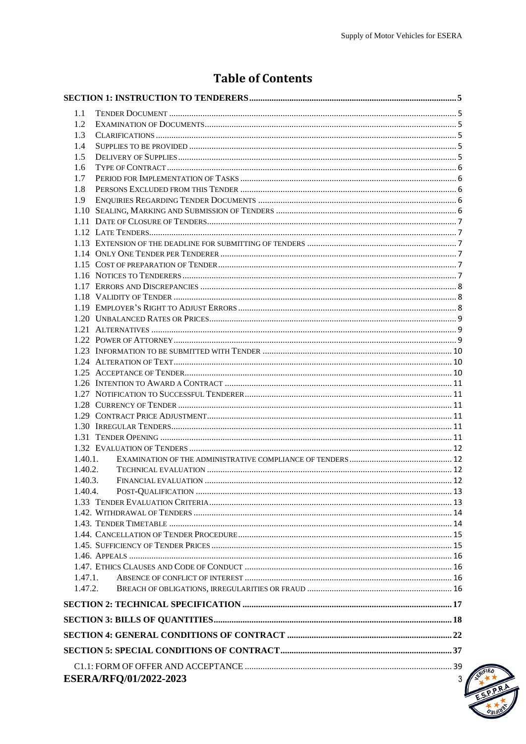# Table of Contents

**SECTION 1: INSTRUCTION TO TENDERERS** ..... 5

- 1.1 TENDER DOCUMENT ..... 5
- 1.2 EXAMINATION OF DOCUMENTS ..... 5
- 1.3 CLARIFICATIONS ..... 5
- 1.4 SUPPLIES TO BE PROVIDED ..... 5
- 1.5 DELIVERY OF SUPPLIES ..... 5
- 1.6 TYPE OF CONTRACT ..... 6
- 1.7 PERIOD FOR IMPLEMENTATION OF TASKS ..... 6
- 1.8 PERSONS EXCLUDED FROM THIS TENDER ..... 6
- 1.9 ENQUIRIES REGARDING TENDER DOCUMENTS ..... 6
- 1.10 SEALING, MARKING AND SUBMISSION OF TENDERS ..... 6
- 1.11 DATE OF CLOSURE OF TENDERS ..... 7
- 1.12 LATE TENDERS ..... 7
- 1.13 EXTENSION OF THE DEADLINE FOR SUBMITTING OF TENDERS ..... 7
- 1.14 ONLY ONE TENDER PER TENDERER ..... 7
- 1.15 COST OF PREPARATION OF TENDER ..... 7
- 1.16 NOTICES TO TENDERERS ..... 7
- 1.17 ERRORS AND DISCREPANCIES ..... 8
- 1.18 VALIDITY OF TENDER ..... 8
- 1.19 EMPLOYER'S RIGHT TO ADJUST ERRORS ..... 8
- 1.20 UNBALANCED RATES OR PRICES ..... 9
- 1.21 ALTERNATIVES ..... 9
- 1.22 POWER OF ATTORNEY ..... 9
- 1.23 INFORMATION TO BE SUBMITTED WITH TENDER ..... 10
- 1.24 ALTERATION OF TEXT ..... 10
- 1.25 ACCEPTANCE OF TENDER ..... 10
- 1.26 INTENTION TO AWARD A CONTRACT ..... 11
- 1.27 NOTIFICATION TO SUCCESSFUL TENDERER ..... 11
- 1.28 CURRENCY OF TENDER ..... 11
- 1.29 CONTRACT PRICE ADJUSTMENT ..... 11
- 1.30 IRREGULAR TENDERS ..... 11
- 1.31 TENDER OPENING ..... 11
- 1.32 EVALUATION OF TENDERS ..... 12
  - 1.40.1. EXAMINATION OF THE ADMINISTRATIVE COMPLIANCE OF TENDERS ..... 12
  - 1.40.2. TECHNICAL EVALUATION ..... 12
  - 1.40.3. FINANCIAL EVALUATION ..... 12
  - 1.40.4. POST-QUALIFICATION ..... 13
- 1.33 TENDER EVALUATION CRITERIA ..... 13
- 1.42. WITHDRAWAL OF TENDERS ..... 14
- 1.43. TENDER TIMETABLE ..... 14
- 1.44. CANCELLATION OF TENDER PROCEDURE ..... 15
- 1.45. SUFFICIENCY OF TENDER PRICES ..... 15
- 1.46. APPEALS ..... 16
- 1.47. ETHICS CLAUSES AND CODE OF CONDUCT ..... 16
  - 1.47.1. ABSENCE OF CONFLICT OF INTEREST ..... 16
  - 1.47.2. BREACH OF OBLIGATIONS, IRREGULARITIES OR FRAUD ..... 16

**SECTION 2: TECHNICAL SPECIFICATION** ..... 17

**SECTION 3: BILLS OF QUANTITIES** ..... 18

**SECTION 4: GENERAL CONDITIONS OF CONTRACT** ..... 22

**SECTION 5: SPECIAL CONDITIONS OF CONTRACT** ..... 37

C1.1: FORM OF OFFER AND ACCEPTANCE ..... 39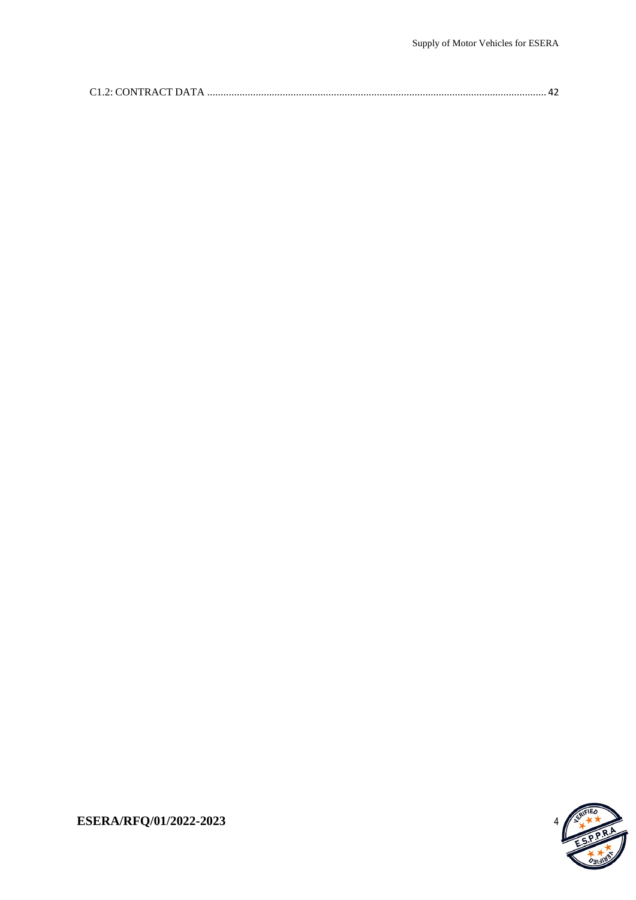C1.2: CONTRACT DATA .............................................................................................................................. 42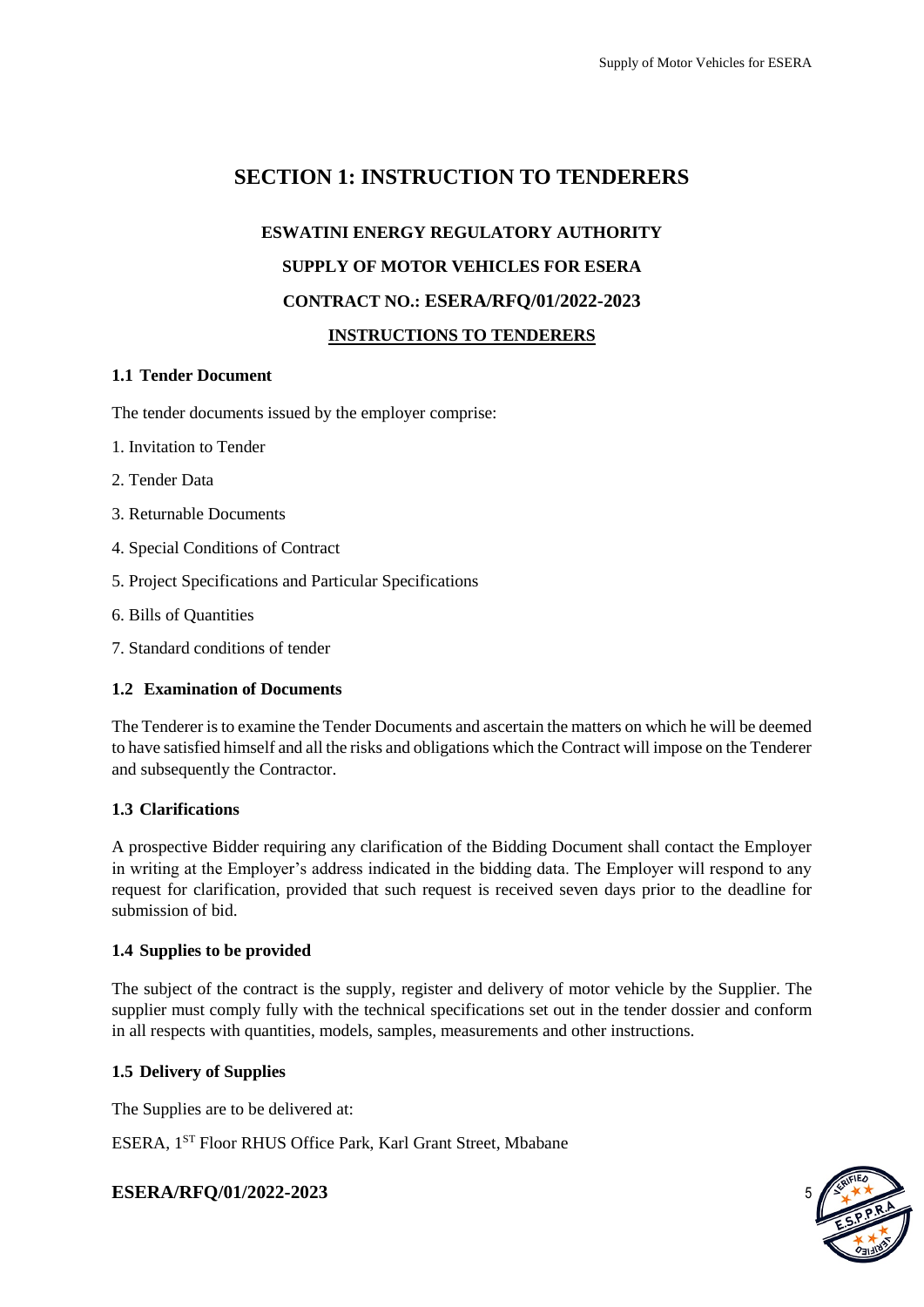# SECTION 1: INSTRUCTION TO TENDERERS

**ESWATINI ENERGY REGULATORY AUTHORITY**

**SUPPLY OF MOTOR VEHICLES FOR ESERA**

**CONTRACT NO.: ESERA/RFQ/01/2022-2023**

**INSTRUCTIONS TO TENDERERS**

### 1.1 Tender Document

The tender documents issued by the employer comprise:

1. Invitation to Tender
2. Tender Data
3. Returnable Documents
4. Special Conditions of Contract
5. Project Specifications and Particular Specifications
6. Bills of Quantities
7. Standard conditions of tender

### 1.2 Examination of Documents

The Tenderer is to examine the Tender Documents and ascertain the matters on which he will be deemed to have satisfied himself and all the risks and obligations which the Contract will impose on the Tenderer and subsequently the Contractor.

### 1.3 Clarifications

A prospective Bidder requiring any clarification of the Bidding Document shall contact the Employer in writing at the Employer's address indicated in the bidding data. The Employer will respond to any request for clarification, provided that such request is received seven days prior to the deadline for submission of bid.

### 1.4 Supplies to be provided

The subject of the contract is the supply, register and delivery of motor vehicle by the Supplier. The supplier must comply fully with the technical specifications set out in the tender dossier and conform in all respects with quantities, models, samples, measurements and other instructions.

### 1.5 Delivery of Supplies

The Supplies are to be delivered at:

ESERA, 1ST Floor RHUS Office Park, Karl Grant Street, Mbabane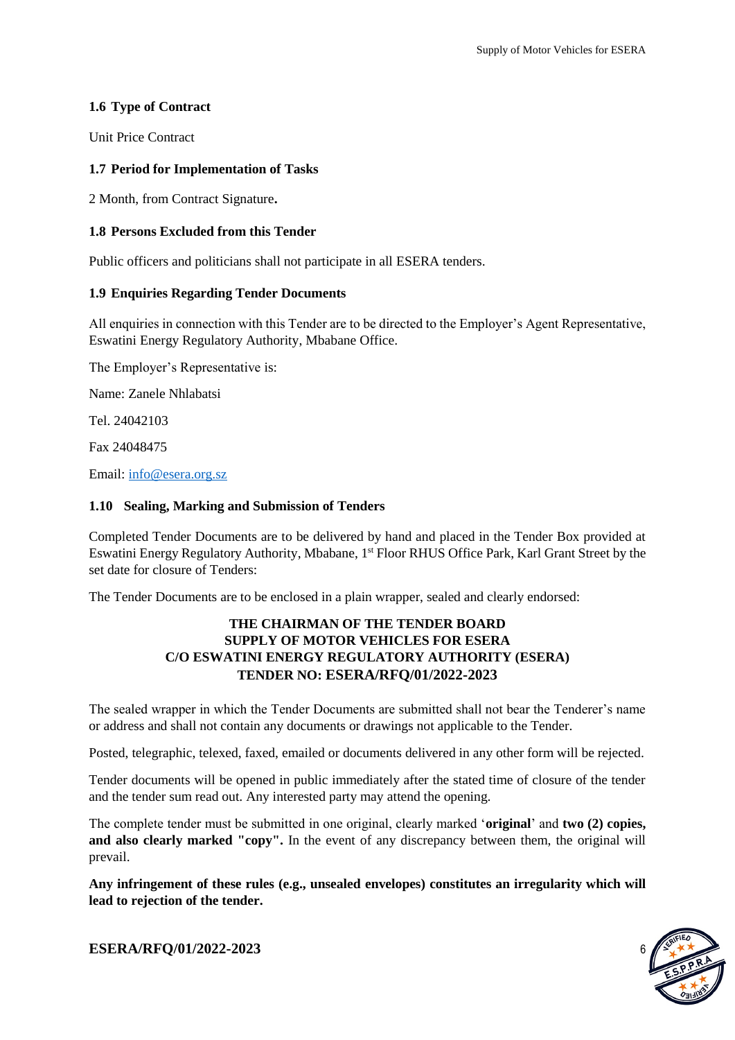### 1.6 Type of Contract

Unit Price Contract

### 1.7 Period for Implementation of Tasks

2 Month, from Contract Signature**.**

### 1.8 Persons Excluded from this Tender

Public officers and politicians shall not participate in all ESERA tenders.

### 1.9 Enquiries Regarding Tender Documents

All enquiries in connection with this Tender are to be directed to the Employer's Agent Representative, Eswatini Energy Regulatory Authority, Mbabane Office.

The Employer's Representative is:

Name: Zanele Nhlabatsi

Tel. 24042103

Fax 24048475

Email: info@esera.org.sz

### 1.10 Sealing, Marking and Submission of Tenders

Completed Tender Documents are to be delivered by hand and placed in the Tender Box provided at Eswatini Energy Regulatory Authority, Mbabane, 1st Floor RHUS Office Park, Karl Grant Street by the set date for closure of Tenders:

The Tender Documents are to be enclosed in a plain wrapper, sealed and clearly endorsed:

**THE CHAIRMAN OF THE TENDER BOARD**
**SUPPLY OF MOTOR VEHICLES FOR ESERA**
**C/O ESWATINI ENERGY REGULATORY AUTHORITY (ESERA)**
**TENDER NO: ESERA/RFQ/01/2022-2023**

The sealed wrapper in which the Tender Documents are submitted shall not bear the Tenderer's name or address and shall not contain any documents or drawings not applicable to the Tender.

Posted, telegraphic, telexed, faxed, emailed or documents delivered in any other form will be rejected.

Tender documents will be opened in public immediately after the stated time of closure of the tender and the tender sum read out. Any interested party may attend the opening.

The complete tender must be submitted in one original, clearly marked '**original**' and **two (2) copies, and also clearly marked "copy".** In the event of any discrepancy between them, the original will prevail.

**Any infringement of these rules (e.g., unsealed envelopes) constitutes an irregularity which will lead to rejection of the tender.**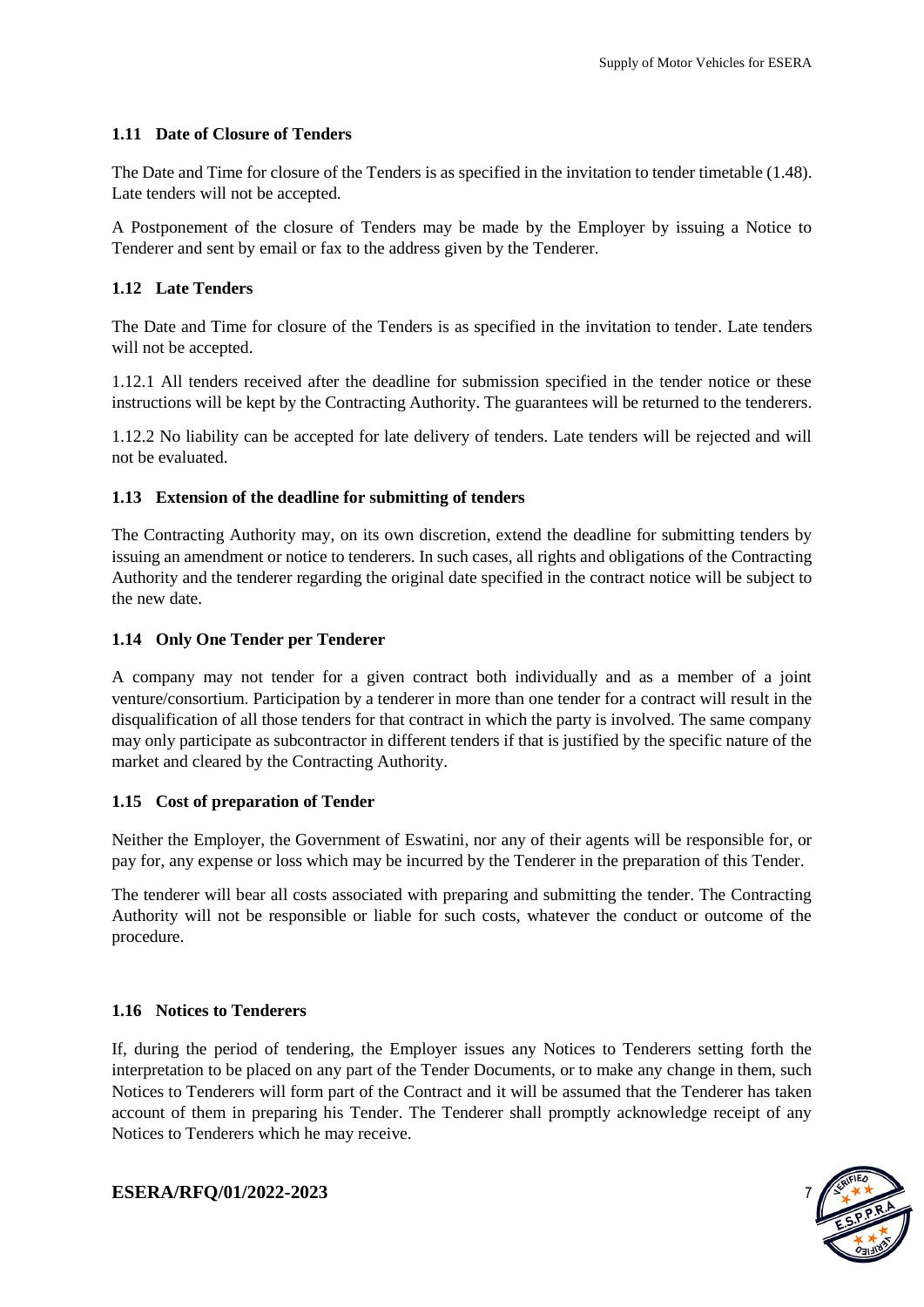### 1.11 Date of Closure of Tenders

The Date and Time for closure of the Tenders is as specified in the invitation to tender timetable (1.48). Late tenders will not be accepted.

A Postponement of the closure of Tenders may be made by the Employer by issuing a Notice to Tenderer and sent by email or fax to the address given by the Tenderer.

### 1.12 Late Tenders

The Date and Time for closure of the Tenders is as specified in the invitation to tender. Late tenders will not be accepted.

1.12.1 All tenders received after the deadline for submission specified in the tender notice or these instructions will be kept by the Contracting Authority. The guarantees will be returned to the tenderers.

1.12.2 No liability can be accepted for late delivery of tenders. Late tenders will be rejected and will not be evaluated.

### 1.13 Extension of the deadline for submitting of tenders

The Contracting Authority may, on its own discretion, extend the deadline for submitting tenders by issuing an amendment or notice to tenderers. In such cases, all rights and obligations of the Contracting Authority and the tenderer regarding the original date specified in the contract notice will be subject to the new date.

### 1.14 Only One Tender per Tenderer

A company may not tender for a given contract both individually and as a member of a joint venture/consortium. Participation by a tenderer in more than one tender for a contract will result in the disqualification of all those tenders for that contract in which the party is involved. The same company may only participate as subcontractor in different tenders if that is justified by the specific nature of the market and cleared by the Contracting Authority.

### 1.15 Cost of preparation of Tender

Neither the Employer, the Government of Eswatini, nor any of their agents will be responsible for, or pay for, any expense or loss which may be incurred by the Tenderer in the preparation of this Tender.

The tenderer will bear all costs associated with preparing and submitting the tender. The Contracting Authority will not be responsible or liable for such costs, whatever the conduct or outcome of the procedure.

### 1.16 Notices to Tenderers

If, during the period of tendering, the Employer issues any Notices to Tenderers setting forth the interpretation to be placed on any part of the Tender Documents, or to make any change in them, such Notices to Tenderers will form part of the Contract and it will be assumed that the Tenderer has taken account of them in preparing his Tender. The Tenderer shall promptly acknowledge receipt of any Notices to Tenderers which he may receive.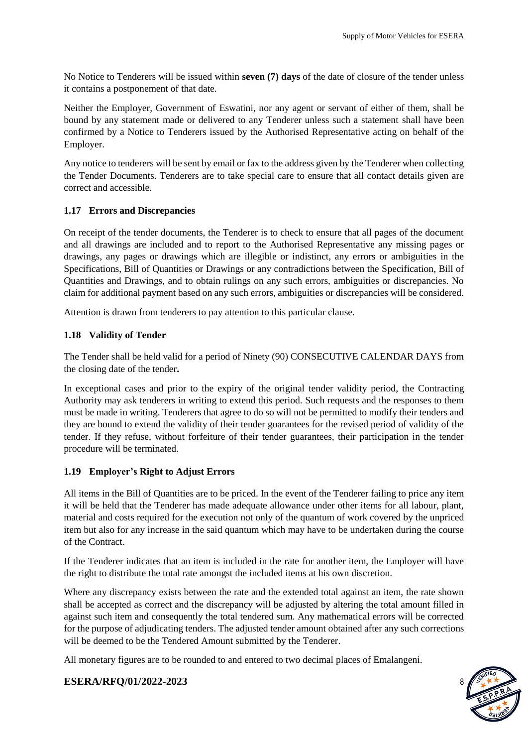No Notice to Tenderers will be issued within **seven (7) days** of the date of closure of the tender unless it contains a postponement of that date.

Neither the Employer, Government of Eswatini, nor any agent or servant of either of them, shall be bound by any statement made or delivered to any Tenderer unless such a statement shall have been confirmed by a Notice to Tenderers issued by the Authorised Representative acting on behalf of the Employer.

Any notice to tenderers will be sent by email or fax to the address given by the Tenderer when collecting the Tender Documents. Tenderers are to take special care to ensure that all contact details given are correct and accessible.

### 1.17 Errors and Discrepancies

On receipt of the tender documents, the Tenderer is to check to ensure that all pages of the document and all drawings are included and to report to the Authorised Representative any missing pages or drawings, any pages or drawings which are illegible or indistinct, any errors or ambiguities in the Specifications, Bill of Quantities or Drawings or any contradictions between the Specification, Bill of Quantities and Drawings, and to obtain rulings on any such errors, ambiguities or discrepancies. No claim for additional payment based on any such errors, ambiguities or discrepancies will be considered.

Attention is drawn from tenderers to pay attention to this particular clause.

### 1.18 Validity of Tender

The Tender shall be held valid for a period of Ninety (90) CONSECUTIVE CALENDAR DAYS from the closing date of the tender**.**

In exceptional cases and prior to the expiry of the original tender validity period, the Contracting Authority may ask tenderers in writing to extend this period. Such requests and the responses to them must be made in writing. Tenderers that agree to do so will not be permitted to modify their tenders and they are bound to extend the validity of their tender guarantees for the revised period of validity of the tender. If they refuse, without forfeiture of their tender guarantees, their participation in the tender procedure will be terminated.

### 1.19 Employer's Right to Adjust Errors

All items in the Bill of Quantities are to be priced. In the event of the Tenderer failing to price any item it will be held that the Tenderer has made adequate allowance under other items for all labour, plant, material and costs required for the execution not only of the quantum of work covered by the unpriced item but also for any increase in the said quantum which may have to be undertaken during the course of the Contract.

If the Tenderer indicates that an item is included in the rate for another item, the Employer will have the right to distribute the total rate amongst the included items at his own discretion.

Where any discrepancy exists between the rate and the extended total against an item, the rate shown shall be accepted as correct and the discrepancy will be adjusted by altering the total amount filled in against such item and consequently the total tendered sum. Any mathematical errors will be corrected for the purpose of adjudicating tenders. The adjusted tender amount obtained after any such corrections will be deemed to be the Tendered Amount submitted by the Tenderer.

All monetary figures are to be rounded to and entered to two decimal places of Emalangeni.

**ESERA/RFQ/01/2022-2023**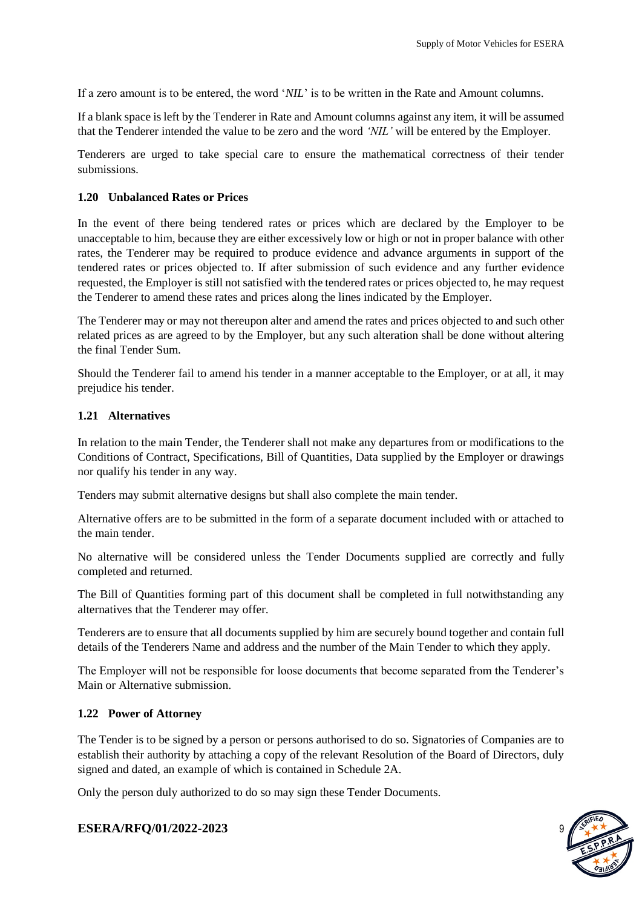If a zero amount is to be entered, the word '*NIL*' is to be written in the Rate and Amount columns.

If a blank space is left by the Tenderer in Rate and Amount columns against any item, it will be assumed that the Tenderer intended the value to be zero and the word *'NIL'* will be entered by the Employer.

Tenderers are urged to take special care to ensure the mathematical correctness of their tender submissions.

### 1.20 Unbalanced Rates or Prices

In the event of there being tendered rates or prices which are declared by the Employer to be unacceptable to him, because they are either excessively low or high or not in proper balance with other rates, the Tenderer may be required to produce evidence and advance arguments in support of the tendered rates or prices objected to. If after submission of such evidence and any further evidence requested, the Employer is still not satisfied with the tendered rates or prices objected to, he may request the Tenderer to amend these rates and prices along the lines indicated by the Employer.

The Tenderer may or may not thereupon alter and amend the rates and prices objected to and such other related prices as are agreed to by the Employer, but any such alteration shall be done without altering the final Tender Sum.

Should the Tenderer fail to amend his tender in a manner acceptable to the Employer, or at all, it may prejudice his tender.

### 1.21 Alternatives

In relation to the main Tender, the Tenderer shall not make any departures from or modifications to the Conditions of Contract, Specifications, Bill of Quantities, Data supplied by the Employer or drawings nor qualify his tender in any way.

Tenders may submit alternative designs but shall also complete the main tender.

Alternative offers are to be submitted in the form of a separate document included with or attached to the main tender.

No alternative will be considered unless the Tender Documents supplied are correctly and fully completed and returned.

The Bill of Quantities forming part of this document shall be completed in full notwithstanding any alternatives that the Tenderer may offer.

Tenderers are to ensure that all documents supplied by him are securely bound together and contain full details of the Tenderers Name and address and the number of the Main Tender to which they apply.

The Employer will not be responsible for loose documents that become separated from the Tenderer's Main or Alternative submission.

### 1.22 Power of Attorney

The Tender is to be signed by a person or persons authorised to do so. Signatories of Companies are to establish their authority by attaching a copy of the relevant Resolution of the Board of Directors, duly signed and dated, an example of which is contained in Schedule 2A.

Only the person duly authorized to do so may sign these Tender Documents.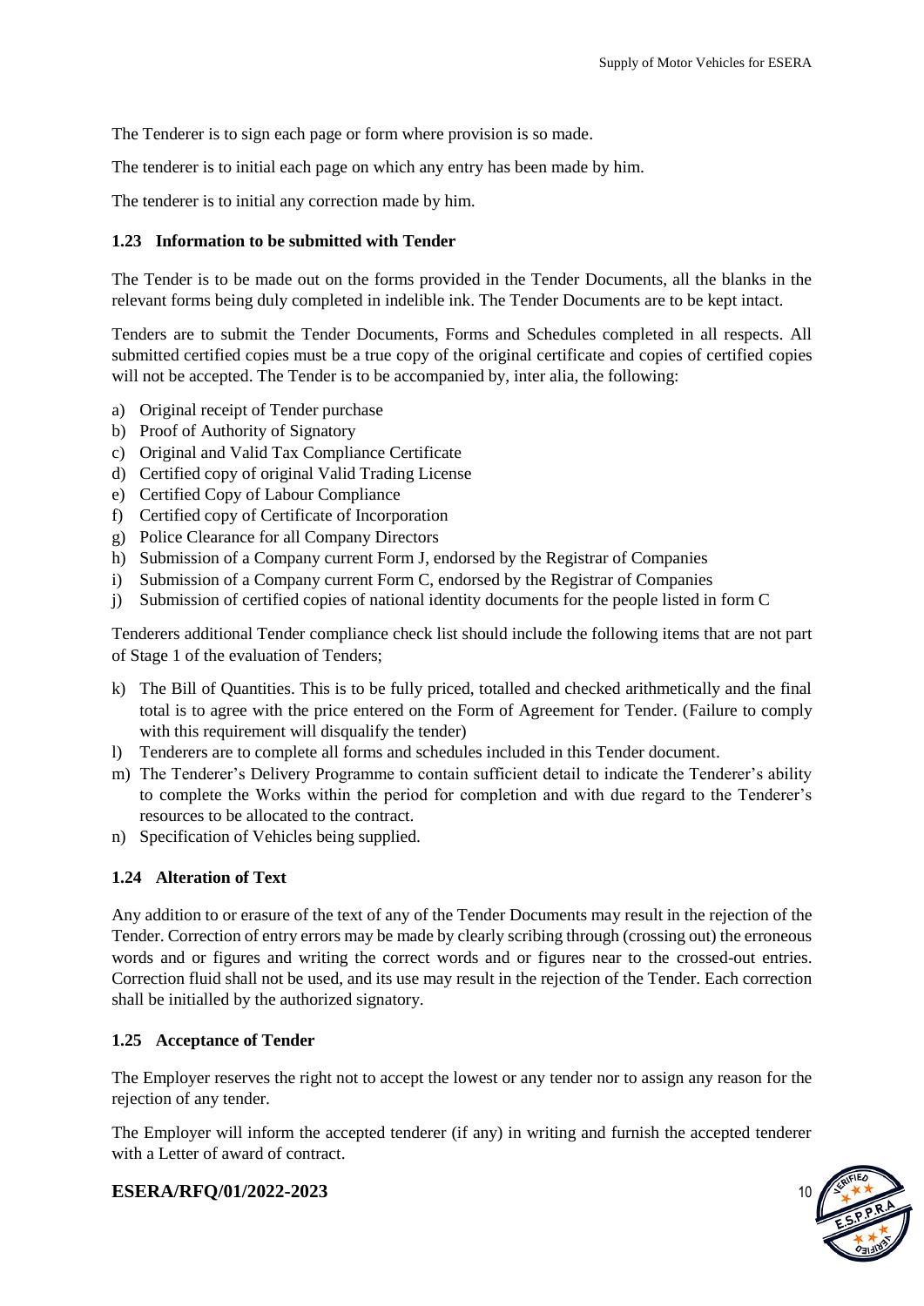The Tenderer is to sign each page or form where provision is so made.

The tenderer is to initial each page on which any entry has been made by him.

The tenderer is to initial any correction made by him.

### 1.23 Information to be submitted with Tender

The Tender is to be made out on the forms provided in the Tender Documents, all the blanks in the relevant forms being duly completed in indelible ink. The Tender Documents are to be kept intact.

Tenders are to submit the Tender Documents, Forms and Schedules completed in all respects. All submitted certified copies must be a true copy of the original certificate and copies of certified copies will not be accepted. The Tender is to be accompanied by, inter alia, the following:

a) Original receipt of Tender purchase
b) Proof of Authority of Signatory
c) Original and Valid Tax Compliance Certificate
d) Certified copy of original Valid Trading License
e) Certified Copy of Labour Compliance
f) Certified copy of Certificate of Incorporation
g) Police Clearance for all Company Directors
h) Submission of a Company current Form J, endorsed by the Registrar of Companies
i) Submission of a Company current Form C, endorsed by the Registrar of Companies
j) Submission of certified copies of national identity documents for the people listed in form C

Tenderers additional Tender compliance check list should include the following items that are not part of Stage 1 of the evaluation of Tenders;

k) The Bill of Quantities. This is to be fully priced, totalled and checked arithmetically and the final total is to agree with the price entered on the Form of Agreement for Tender. (Failure to comply with this requirement will disqualify the tender)
l) Tenderers are to complete all forms and schedules included in this Tender document.
m) The Tenderer's Delivery Programme to contain sufficient detail to indicate the Tenderer's ability to complete the Works within the period for completion and with due regard to the Tenderer's resources to be allocated to the contract.
n) Specification of Vehicles being supplied.

### 1.24 Alteration of Text

Any addition to or erasure of the text of any of the Tender Documents may result in the rejection of the Tender. Correction of entry errors may be made by clearly scribing through (crossing out) the erroneous words and or figures and writing the correct words and or figures near to the crossed-out entries. Correction fluid shall not be used, and its use may result in the rejection of the Tender. Each correction shall be initialled by the authorized signatory.

### 1.25 Acceptance of Tender

The Employer reserves the right not to accept the lowest or any tender nor to assign any reason for the rejection of any tender.

The Employer will inform the accepted tenderer (if any) in writing and furnish the accepted tenderer with a Letter of award of contract.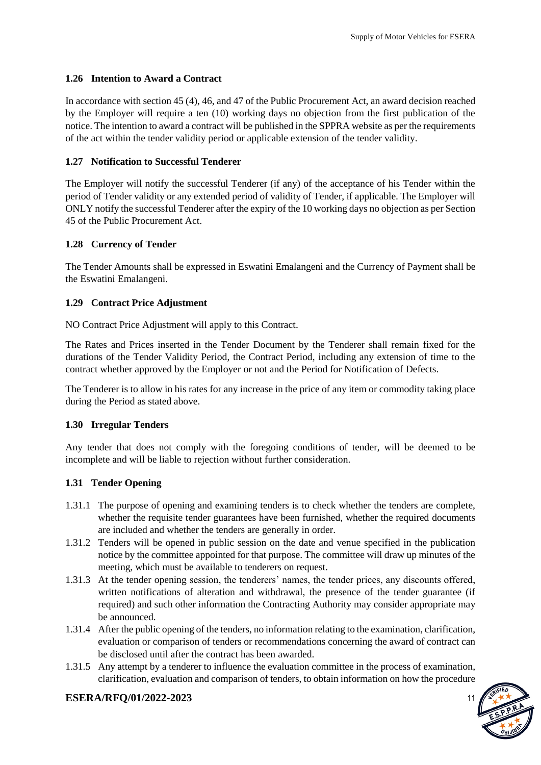### 1.26 Intention to Award a Contract

In accordance with section 45 (4), 46, and 47 of the Public Procurement Act, an award decision reached by the Employer will require a ten (10) working days no objection from the first publication of the notice. The intention to award a contract will be published in the SPPRA website as per the requirements of the act within the tender validity period or applicable extension of the tender validity.

### 1.27 Notification to Successful Tenderer

The Employer will notify the successful Tenderer (if any) of the acceptance of his Tender within the period of Tender validity or any extended period of validity of Tender, if applicable. The Employer will ONLY notify the successful Tenderer after the expiry of the 10 working days no objection as per Section 45 of the Public Procurement Act.

### 1.28 Currency of Tender

The Tender Amounts shall be expressed in Eswatini Emalangeni and the Currency of Payment shall be the Eswatini Emalangeni.

### 1.29 Contract Price Adjustment

NO Contract Price Adjustment will apply to this Contract.

The Rates and Prices inserted in the Tender Document by the Tenderer shall remain fixed for the durations of the Tender Validity Period, the Contract Period, including any extension of time to the contract whether approved by the Employer or not and the Period for Notification of Defects.

The Tenderer is to allow in his rates for any increase in the price of any item or commodity taking place during the Period as stated above.

### 1.30 Irregular Tenders

Any tender that does not comply with the foregoing conditions of tender, will be deemed to be incomplete and will be liable to rejection without further consideration.

### 1.31 Tender Opening

1.31.1 The purpose of opening and examining tenders is to check whether the tenders are complete, whether the requisite tender guarantees have been furnished, whether the required documents are included and whether the tenders are generally in order.

1.31.2 Tenders will be opened in public session on the date and venue specified in the publication notice by the committee appointed for that purpose. The committee will draw up minutes of the meeting, which must be available to tenderers on request.

1.31.3 At the tender opening session, the tenderers' names, the tender prices, any discounts offered, written notifications of alteration and withdrawal, the presence of the tender guarantee (if required) and such other information the Contracting Authority may consider appropriate may be announced.

1.31.4 After the public opening of the tenders, no information relating to the examination, clarification, evaluation or comparison of tenders or recommendations concerning the award of contract can be disclosed until after the contract has been awarded.

1.31.5 Any attempt by a tenderer to influence the evaluation committee in the process of examination, clarification, evaluation and comparison of tenders, to obtain information on how the procedure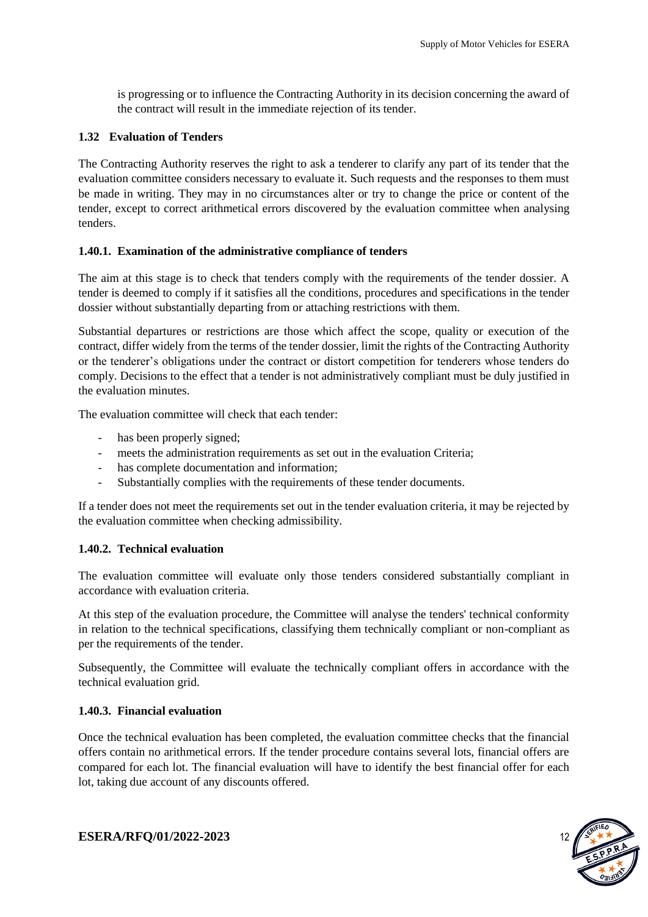is progressing or to influence the Contracting Authority in its decision concerning the award of the contract will result in the immediate rejection of its tender.

### 1.32 Evaluation of Tenders

The Contracting Authority reserves the right to ask a tenderer to clarify any part of its tender that the evaluation committee considers necessary to evaluate it. Such requests and the responses to them must be made in writing. They may in no circumstances alter or try to change the price or content of the tender, except to correct arithmetical errors discovered by the evaluation committee when analysing tenders.

#### 1.40.1. Examination of the administrative compliance of tenders

The aim at this stage is to check that tenders comply with the requirements of the tender dossier. A tender is deemed to comply if it satisfies all the conditions, procedures and specifications in the tender dossier without substantially departing from or attaching restrictions with them.

Substantial departures or restrictions are those which affect the scope, quality or execution of the contract, differ widely from the terms of the tender dossier, limit the rights of the Contracting Authority or the tenderer's obligations under the contract or distort competition for tenderers whose tenders do comply. Decisions to the effect that a tender is not administratively compliant must be duly justified in the evaluation minutes.

The evaluation committee will check that each tender:

- has been properly signed;
- meets the administration requirements as set out in the evaluation Criteria;
- has complete documentation and information;
- Substantially complies with the requirements of these tender documents.

If a tender does not meet the requirements set out in the tender evaluation criteria, it may be rejected by the evaluation committee when checking admissibility.

#### 1.40.2. Technical evaluation

The evaluation committee will evaluate only those tenders considered substantially compliant in accordance with evaluation criteria.

At this step of the evaluation procedure, the Committee will analyse the tenders' technical conformity in relation to the technical specifications, classifying them technically compliant or non-compliant as per the requirements of the tender.

Subsequently, the Committee will evaluate the technically compliant offers in accordance with the technical evaluation grid.

#### 1.40.3. Financial evaluation

Once the technical evaluation has been completed, the evaluation committee checks that the financial offers contain no arithmetical errors. If the tender procedure contains several lots, financial offers are compared for each lot. The financial evaluation will have to identify the best financial offer for each lot, taking due account of any discounts offered.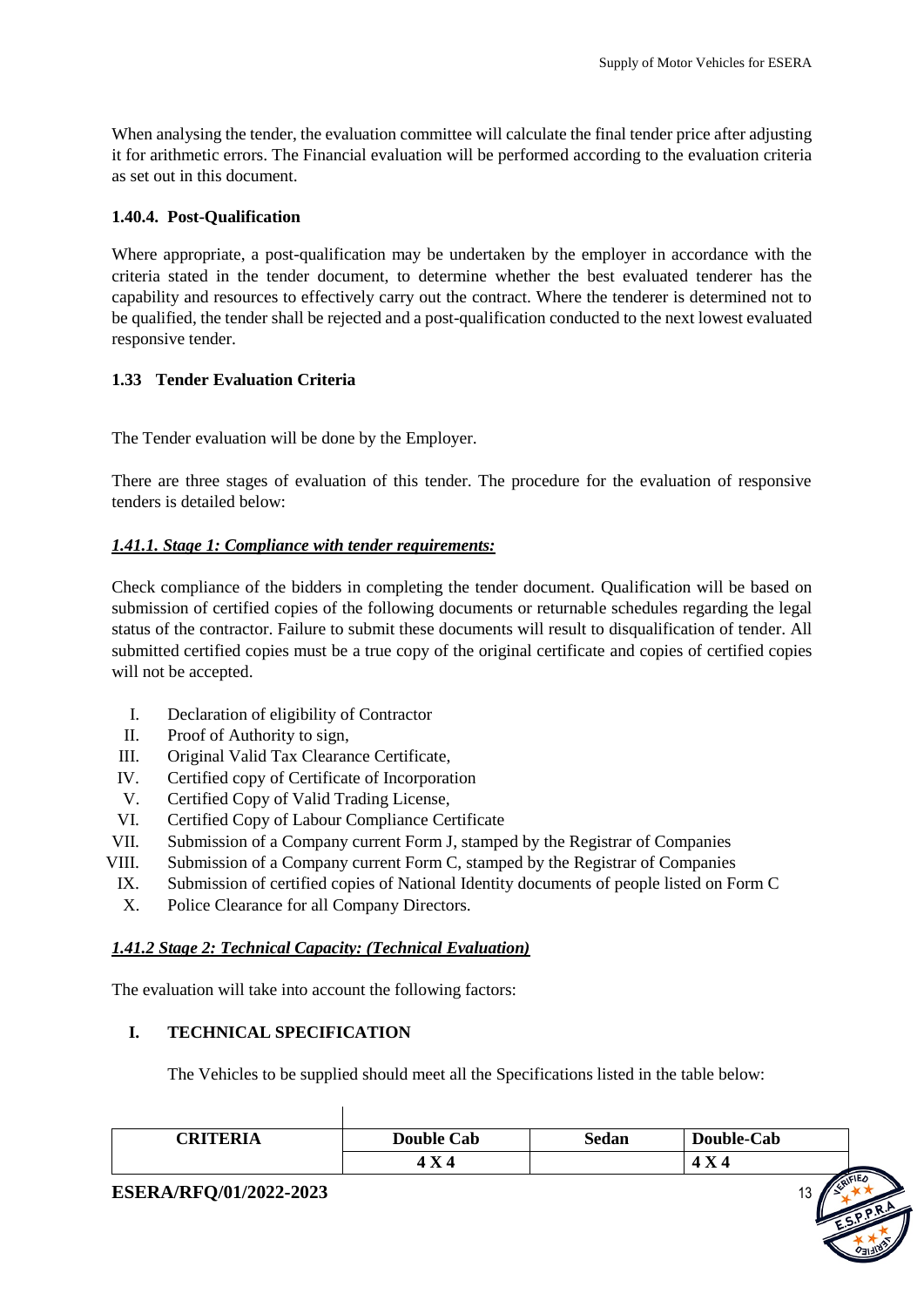When analysing the tender, the evaluation committee will calculate the final tender price after adjusting it for arithmetic errors. The Financial evaluation will be performed according to the evaluation criteria as set out in this document.

### 1.40.4. Post-Qualification

Where appropriate, a post-qualification may be undertaken by the employer in accordance with the criteria stated in the tender document, to determine whether the best evaluated tenderer has the capability and resources to effectively carry out the contract. Where the tenderer is determined not to be qualified, the tender shall be rejected and a post-qualification conducted to the next lowest evaluated responsive tender.

### 1.33 Tender Evaluation Criteria

The Tender evaluation will be done by the Employer.

There are three stages of evaluation of this tender. The procedure for the evaluation of responsive tenders is detailed below:

#### ***1.41.1. Stage 1: Compliance with tender requirements:***

Check compliance of the bidders in completing the tender document. Qualification will be based on submission of certified copies of the following documents or returnable schedules regarding the legal status of the contractor. Failure to submit these documents will result to disqualification of tender. All submitted certified copies must be a true copy of the original certificate and copies of certified copies will not be accepted.

I. Declaration of eligibility of Contractor
II. Proof of Authority to sign,
III. Original Valid Tax Clearance Certificate,
IV. Certified copy of Certificate of Incorporation
V. Certified Copy of Valid Trading License,
VI. Certified Copy of Labour Compliance Certificate
VII. Submission of a Company current Form J, stamped by the Registrar of Companies
VIII. Submission of a Company current Form C, stamped by the Registrar of Companies
IX. Submission of certified copies of National Identity documents of people listed on Form C
X. Police Clearance for all Company Directors.

#### ***1.41.2 Stage 2: Technical Capacity: (Technical Evaluation)***

The evaluation will take into account the following factors:

**I. TECHNICAL SPECIFICATION**

The Vehicles to be supplied should meet all the Specifications listed in the table below:

| CRITERIA | Double Cab | Sedan | Double-Cab |
|---|---|---|---|
| | 4 X 4 | | 4 X 4 |

**ESERA/RFQ/01/2022-2023**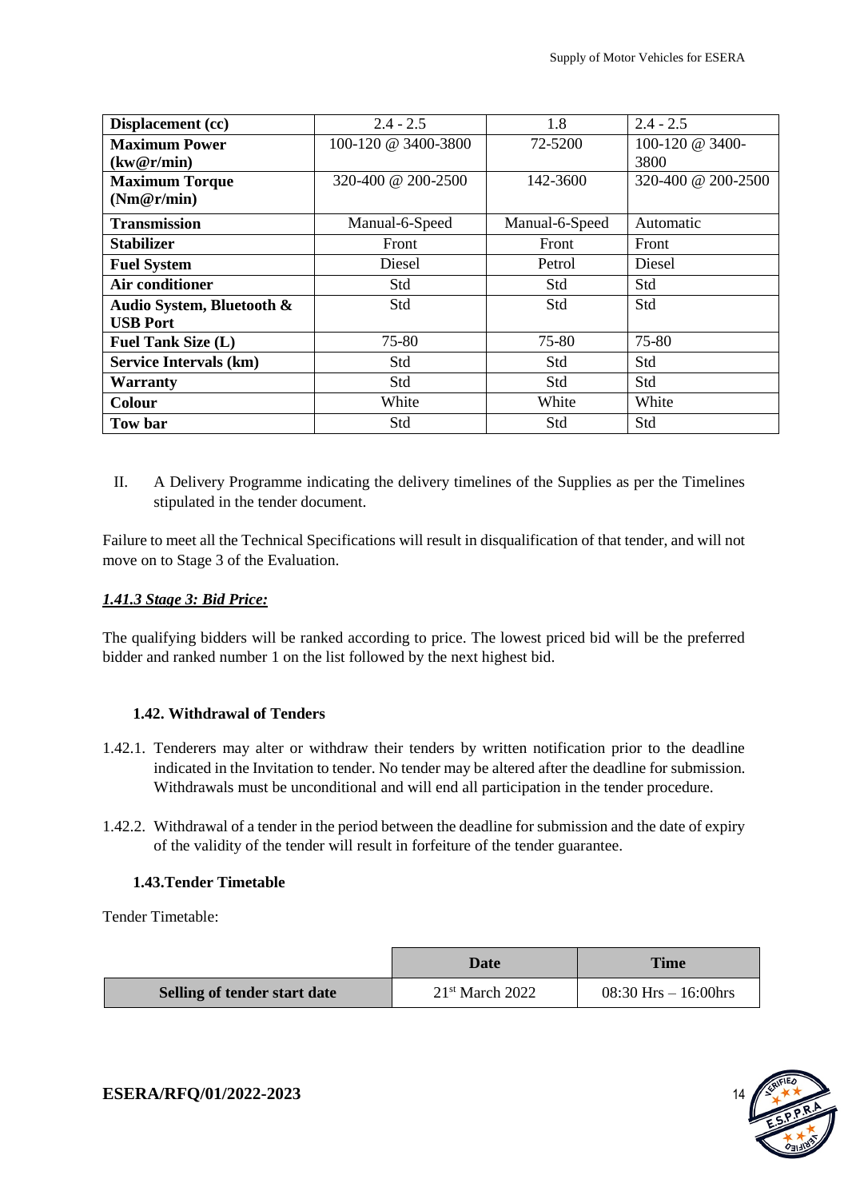| Displacement (cc) | 2.4 - 2.5 | 1.8 | 2.4 - 2.5 |
|---|---|---|---|
| **Maximum Power (kw@r/min)** | 100-120 @ 3400-3800 | 72-5200 | 100-120 @ 3400-3800 |
| **Maximum Torque (Nm@r/min)** | 320-400 @ 200-2500 | 142-3600 | 320-400 @ 200-2500 |
| **Transmission** | Manual-6-Speed | Manual-6-Speed | Automatic |
| **Stabilizer** | Front | Front | Front |
| **Fuel System** | Diesel | Petrol | Diesel |
| **Air conditioner** | Std | Std | Std |
| **Audio System, Bluetooth & USB Port** | Std | Std | Std |
| **Fuel Tank Size (L)** | 75-80 | 75-80 | 75-80 |
| **Service Intervals (km)** | Std | Std | Std |
| **Warranty** | Std | Std | Std |
| **Colour** | White | White | White |
| **Tow bar** | Std | Std | Std |

II. A Delivery Programme indicating the delivery timelines of the Supplies as per the Timelines stipulated in the tender document.

Failure to meet all the Technical Specifications will result in disqualification of that tender, and will not move on to Stage 3 of the Evaluation.

#### *1.41.3 Stage 3: Bid Price:*

The qualifying bidders will be ranked according to price. The lowest priced bid will be the preferred bidder and ranked number 1 on the list followed by the next highest bid.

### 1.42. Withdrawal of Tenders

1.42.1. Tenderers may alter or withdraw their tenders by written notification prior to the deadline indicated in the Invitation to tender. No tender may be altered after the deadline for submission. Withdrawals must be unconditional and will end all participation in the tender procedure.

1.42.2. Withdrawal of a tender in the period between the deadline for submission and the date of expiry of the validity of the tender will result in forfeiture of the tender guarantee.

### 1.43. Tender Timetable

Tender Timetable:

| | Date | Time |
|---|---|---|
| **Selling of tender start date** | 21st March 2022 | 08:30 Hrs – 16:00hrs |

**ESERA/RFQ/01/2022-2023**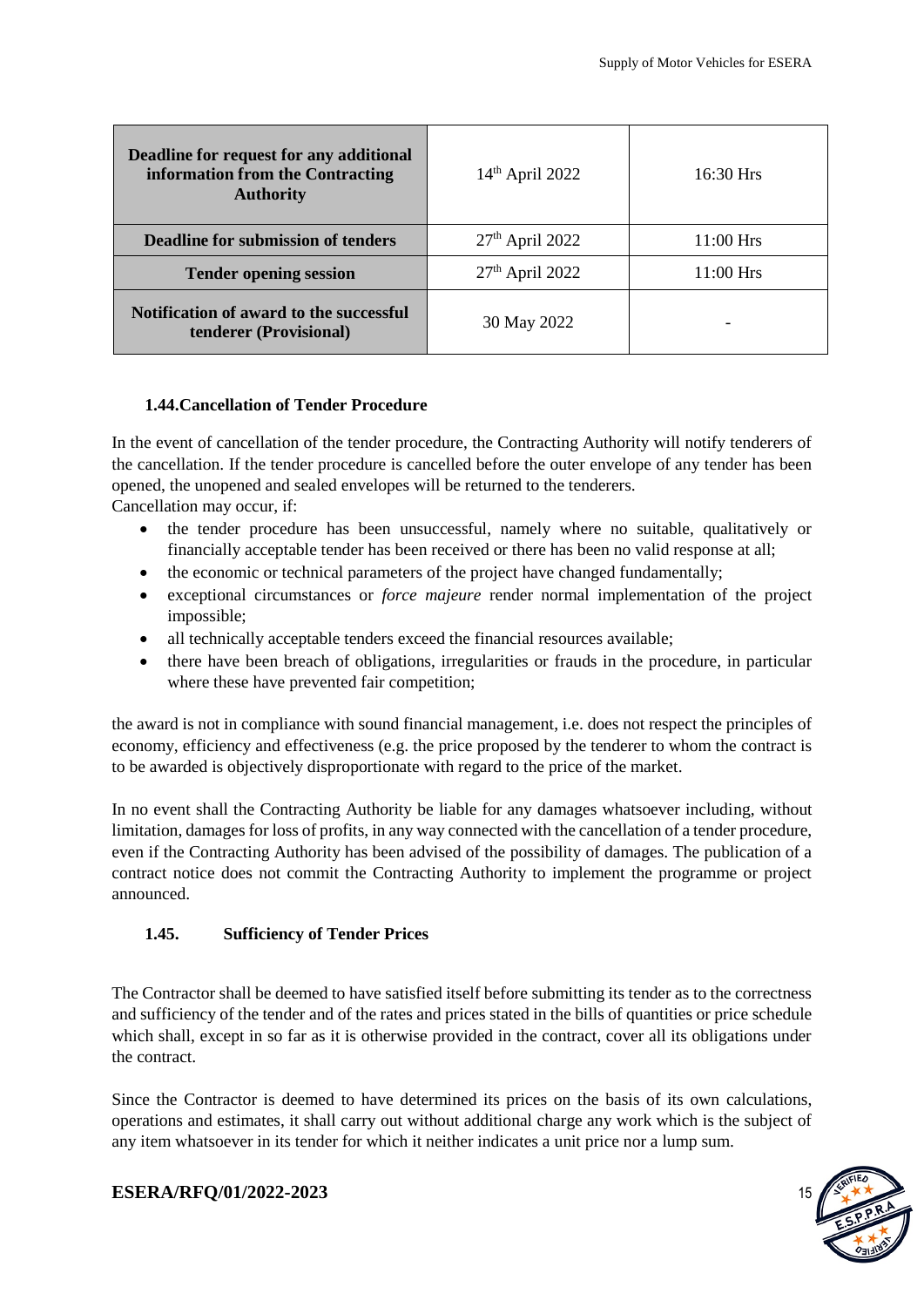| Deadline for request for any additional information from the Contracting Authority | 14th April 2022 | 16:30 Hrs |
|---|---|---|
| **Deadline for submission of tenders** | 27th April 2022 | 11:00 Hrs |
| **Tender opening session** | 27th April 2022 | 11:00 Hrs |
| **Notification of award to the successful tenderer (Provisional)** | 30 May 2022 | - |

### 1.44. Cancellation of Tender Procedure

In the event of cancellation of the tender procedure, the Contracting Authority will notify tenderers of the cancellation. If the tender procedure is cancelled before the outer envelope of any tender has been opened, the unopened and sealed envelopes will be returned to the tenderers.
Cancellation may occur, if:

- the tender procedure has been unsuccessful, namely where no suitable, qualitatively or financially acceptable tender has been received or there has been no valid response at all;
- the economic or technical parameters of the project have changed fundamentally;
- exceptional circumstances or *force majeure* render normal implementation of the project impossible;
- all technically acceptable tenders exceed the financial resources available;
- there have been breach of obligations, irregularities or frauds in the procedure, in particular where these have prevented fair competition;

the award is not in compliance with sound financial management, i.e. does not respect the principles of economy, efficiency and effectiveness (e.g. the price proposed by the tenderer to whom the contract is to be awarded is objectively disproportionate with regard to the price of the market.

In no event shall the Contracting Authority be liable for any damages whatsoever including, without limitation, damages for loss of profits, in any way connected with the cancellation of a tender procedure, even if the Contracting Authority has been advised of the possibility of damages. The publication of a contract notice does not commit the Contracting Authority to implement the programme or project announced.

### 1.45. Sufficiency of Tender Prices

The Contractor shall be deemed to have satisfied itself before submitting its tender as to the correctness and sufficiency of the tender and of the rates and prices stated in the bills of quantities or price schedule which shall, except in so far as it is otherwise provided in the contract, cover all its obligations under the contract.

Since the Contractor is deemed to have determined its prices on the basis of its own calculations, operations and estimates, it shall carry out without additional charge any work which is the subject of any item whatsoever in its tender for which it neither indicates a unit price nor a lump sum.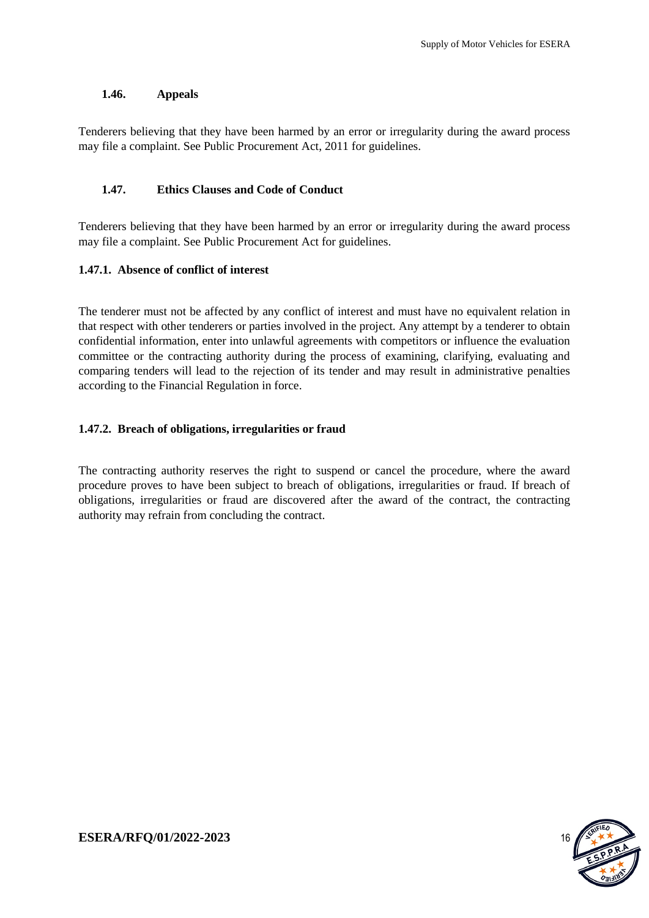### 1.46. Appeals

Tenderers believing that they have been harmed by an error or irregularity during the award process may file a complaint. See Public Procurement Act, 2011 for guidelines.

### 1.47. Ethics Clauses and Code of Conduct

Tenderers believing that they have been harmed by an error or irregularity during the award process may file a complaint. See Public Procurement Act for guidelines.

#### 1.47.1. Absence of conflict of interest

The tenderer must not be affected by any conflict of interest and must have no equivalent relation in that respect with other tenderers or parties involved in the project. Any attempt by a tenderer to obtain confidential information, enter into unlawful agreements with competitors or influence the evaluation committee or the contracting authority during the process of examining, clarifying, evaluating and comparing tenders will lead to the rejection of its tender and may result in administrative penalties according to the Financial Regulation in force.

#### 1.47.2. Breach of obligations, irregularities or fraud

The contracting authority reserves the right to suspend or cancel the procedure, where the award procedure proves to have been subject to breach of obligations, irregularities or fraud. If breach of obligations, irregularities or fraud are discovered after the award of the contract, the contracting authority may refrain from concluding the contract.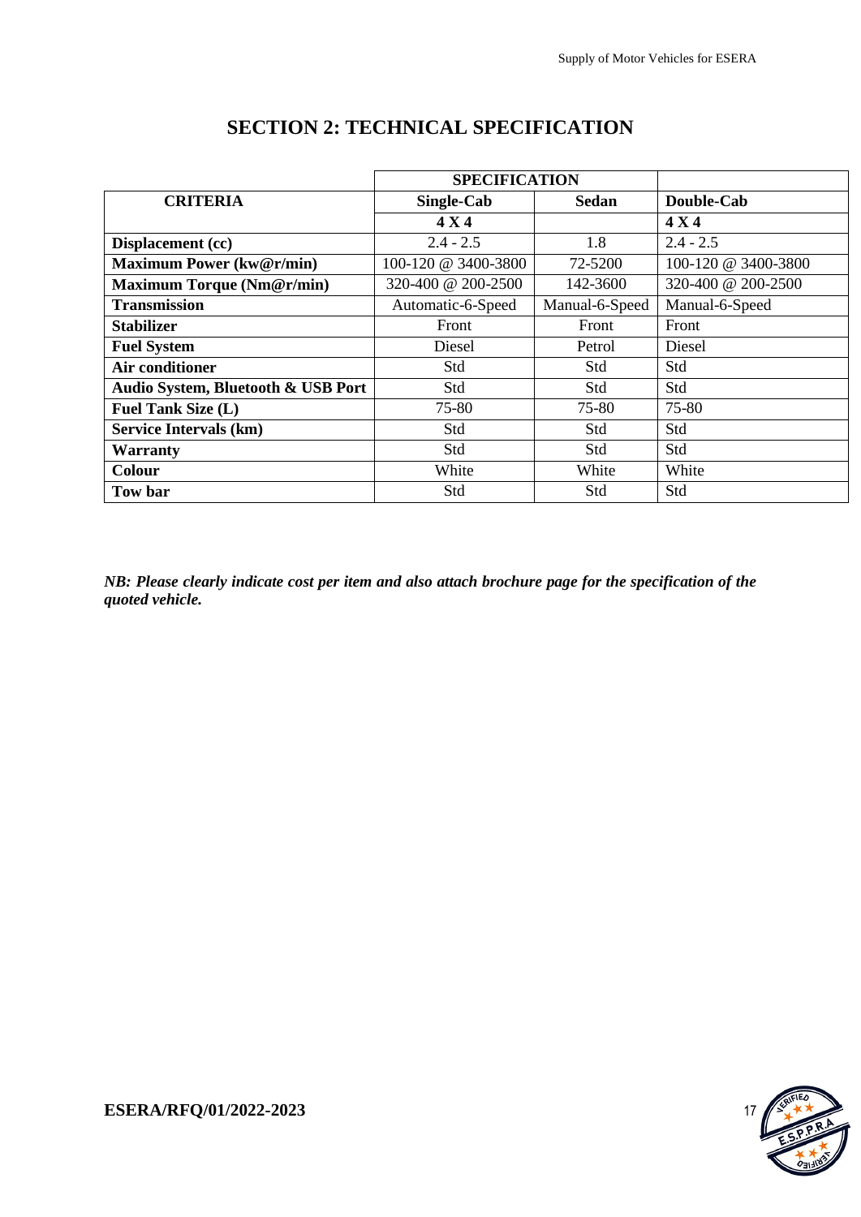# SECTION 2: TECHNICAL SPECIFICATION

| CRITERIA | SPECIFICATION | | |
|---|---|---|---|
| | **Single-Cab** | **Sedan** | **Double-Cab** |
| | **4 X 4** | | **4 X 4** |
| **Displacement (cc)** | 2.4 - 2.5 | 1.8 | 2.4 - 2.5 |
| **Maximum Power (kw@r/min)** | 100-120 @ 3400-3800 | 72-5200 | 100-120 @ 3400-3800 |
| **Maximum Torque (Nm@r/min)** | 320-400 @ 200-2500 | 142-3600 | 320-400 @ 200-2500 |
| **Transmission** | Automatic-6-Speed | Manual-6-Speed | Manual-6-Speed |
| **Stabilizer** | Front | Front | Front |
| **Fuel System** | Diesel | Petrol | Diesel |
| **Air conditioner** | Std | Std | Std |
| **Audio System, Bluetooth & USB Port** | Std | Std | Std |
| **Fuel Tank Size (L)** | 75-80 | 75-80 | 75-80 |
| **Service Intervals (km)** | Std | Std | Std |
| **Warranty** | Std | Std | Std |
| **Colour** | White | White | White |
| **Tow bar** | Std | Std | Std |

***NB: Please clearly indicate cost per item and also attach brochure page for the specification of the quoted vehicle.***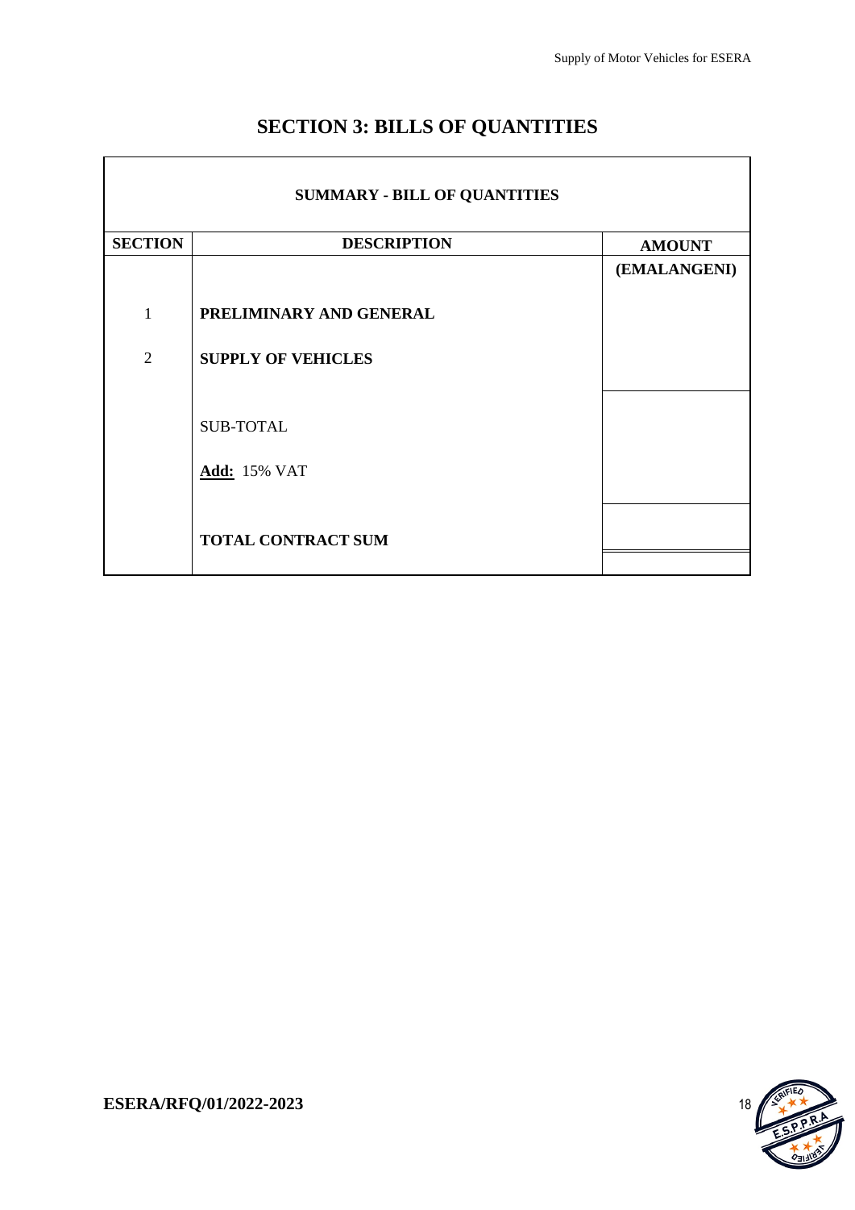# SECTION 3: BILLS OF QUANTITIES

| SUMMARY - BILL OF QUANTITIES | | |
|---|---|---|
| **SECTION** | **DESCRIPTION** | **AMOUNT (EMALANGENI)** |
| 1 | **PRELIMINARY AND GENERAL** | |
| 2 | **SUPPLY OF VEHICLES** | |
| | SUB-TOTAL | |
| | **Add:** 15% VAT | |
| | **TOTAL CONTRACT SUM** | |

**ESERA/RFQ/01/2022-2023**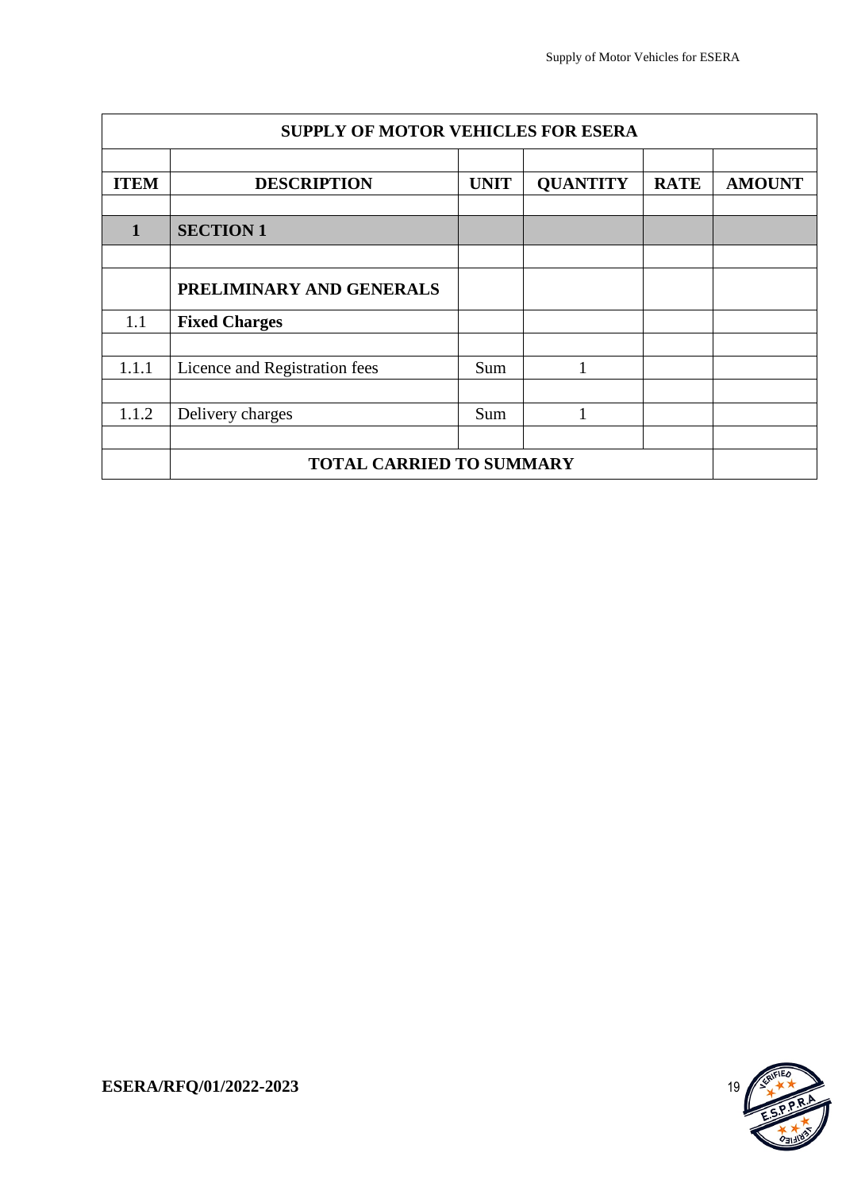| SUPPLY OF MOTOR VEHICLES FOR ESERA | | | | | |
|---|---|---|---|---|---|
| | | | | | |
| **ITEM** | **DESCRIPTION** | **UNIT** | **QUANTITY** | **RATE** | **AMOUNT** |
| | | | | | |
| **1** | **SECTION 1** | | | | |
| | | | | | |
| | **PRELIMINARY AND GENERALS** | | | | |
| 1.1 | **Fixed Charges** | | | | |
| | | | | | |
| 1.1.1 | Licence and Registration fees | Sum | 1 | | |
| | | | | | |
| 1.1.2 | Delivery charges | Sum | 1 | | |
| | | | | | |
| | **TOTAL CARRIED TO SUMMARY** | | | | |

**ESERA/RFQ/01/2022-2023**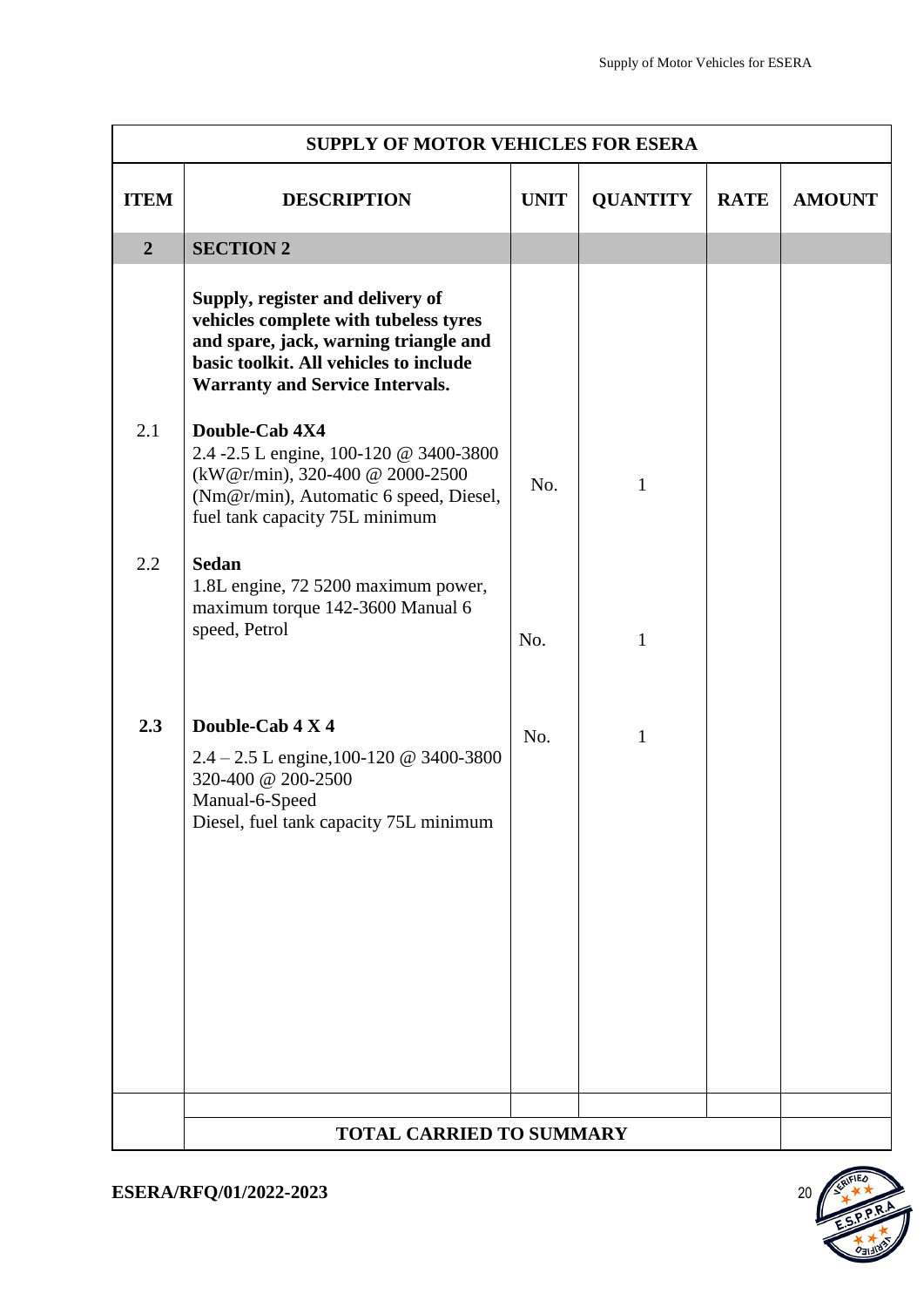| SUPPLY OF MOTOR VEHICLES FOR ESERA | | | | | |
|---|---|---|---|---|---|
| **ITEM** | **DESCRIPTION** | **UNIT** | **QUANTITY** | **RATE** | **AMOUNT** |
| **2** | **SECTION 2** | | | | |
| | **Supply, register and delivery of vehicles complete with tubeless tyres and spare, jack, warning triangle and basic toolkit. All vehicles to include Warranty and Service Intervals.** | | | | |
| 2.1 | **Double-Cab 4X4**<br>2.4 -2.5 L engine, 100-120 @ 3400-3800 (kW@r/min), 320-400 @ 2000-2500 (Nm@r/min), Automatic 6 speed, Diesel, fuel tank capacity 75L minimum | No. | 1 | | |
| 2.2 | **Sedan**<br>1.8L engine, 72 5200 maximum power, maximum torque 142-3600 Manual 6 speed, Petrol | No. | 1 | | |
| **2.3** | **Double-Cab 4 X 4**<br>2.4 – 2.5 L engine,100-120 @ 3400-3800 320-400 @ 200-2500<br>Manual-6-Speed<br>Diesel, fuel tank capacity 75L minimum | No. | 1 | | |
| | | | | | |
| | **TOTAL CARRIED TO SUMMARY** | | | | |

**ESERA/RFQ/01/2022-2023**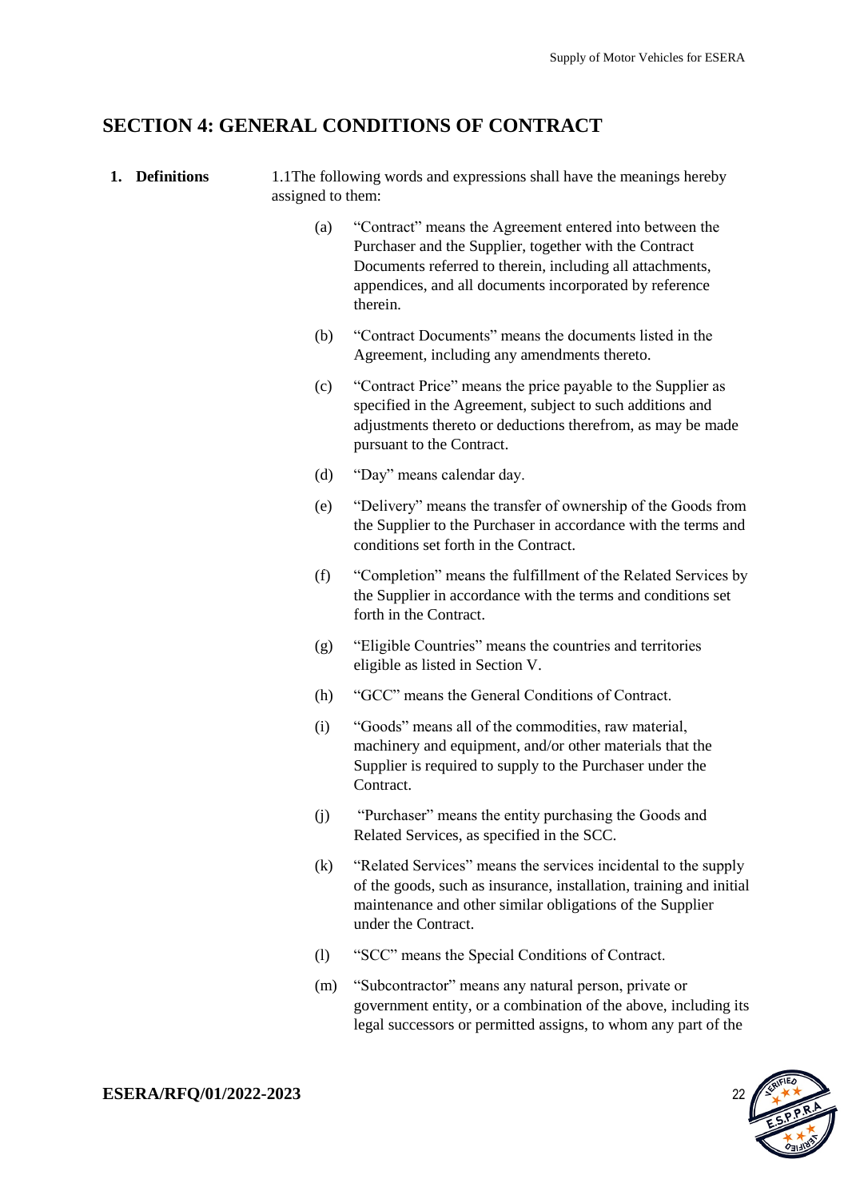## SECTION 4: GENERAL CONDITIONS OF CONTRACT

**1. Definitions**

1.1 The following words and expressions shall have the meanings hereby assigned to them:

(a) "Contract" means the Agreement entered into between the Purchaser and the Supplier, together with the Contract Documents referred to therein, including all attachments, appendices, and all documents incorporated by reference therein.

(b) "Contract Documents" means the documents listed in the Agreement, including any amendments thereto.

(c) "Contract Price" means the price payable to the Supplier as specified in the Agreement, subject to such additions and adjustments thereto or deductions therefrom, as may be made pursuant to the Contract.

(d) "Day" means calendar day.

(e) "Delivery" means the transfer of ownership of the Goods from the Supplier to the Purchaser in accordance with the terms and conditions set forth in the Contract.

(f) "Completion" means the fulfillment of the Related Services by the Supplier in accordance with the terms and conditions set forth in the Contract.

(g) "Eligible Countries" means the countries and territories eligible as listed in Section V.

(h) "GCC" means the General Conditions of Contract.

(i) "Goods" means all of the commodities, raw material, machinery and equipment, and/or other materials that the Supplier is required to supply to the Purchaser under the Contract.

(j) "Purchaser" means the entity purchasing the Goods and Related Services, as specified in the SCC.

(k) "Related Services" means the services incidental to the supply of the goods, such as insurance, installation, training and initial maintenance and other similar obligations of the Supplier under the Contract.

(l) "SCC" means the Special Conditions of Contract.

(m) "Subcontractor" means any natural person, private or government entity, or a combination of the above, including its legal successors or permitted assigns, to whom any part of the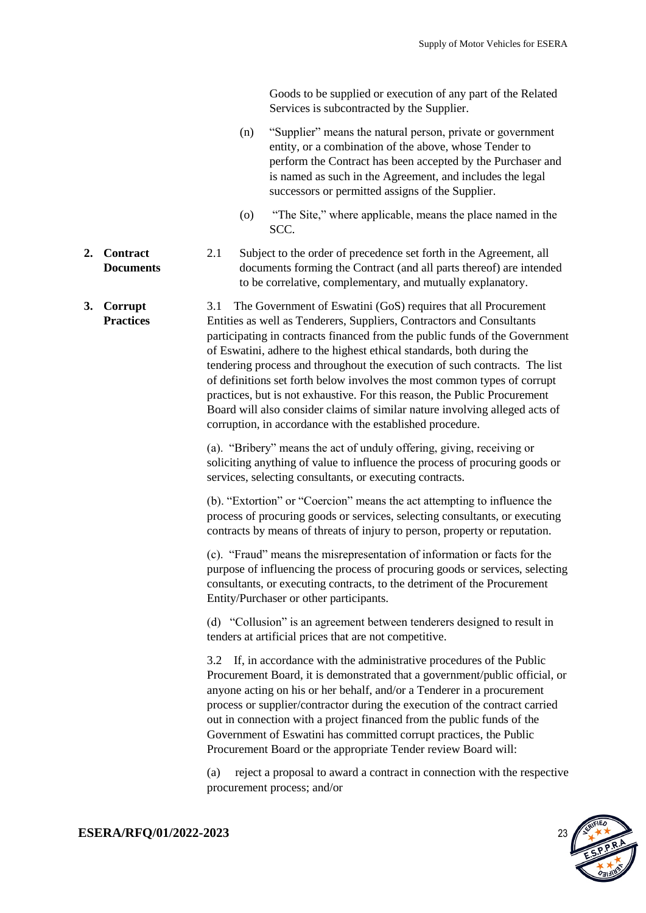Goods to be supplied or execution of any part of the Related Services is subcontracted by the Supplier.

(n) "Supplier" means the natural person, private or government entity, or a combination of the above, whose Tender to perform the Contract has been accepted by the Purchaser and is named as such in the Agreement, and includes the legal successors or permitted assigns of the Supplier.

(o) "The Site," where applicable, means the place named in the SCC.

**2. Contract Documents**

2.1 Subject to the order of precedence set forth in the Agreement, all documents forming the Contract (and all parts thereof) are intended to be correlative, complementary, and mutually explanatory.

**3. Corrupt Practices**

3.1 The Government of Eswatini (GoS) requires that all Procurement Entities as well as Tenderers, Suppliers, Contractors and Consultants participating in contracts financed from the public funds of the Government of Eswatini, adhere to the highest ethical standards, both during the tendering process and throughout the execution of such contracts. The list of definitions set forth below involves the most common types of corrupt practices, but is not exhaustive. For this reason, the Public Procurement Board will also consider claims of similar nature involving alleged acts of corruption, in accordance with the established procedure.

(a). "Bribery" means the act of unduly offering, giving, receiving or soliciting anything of value to influence the process of procuring goods or services, selecting consultants, or executing contracts.

(b). "Extortion" or "Coercion" means the act attempting to influence the process of procuring goods or services, selecting consultants, or executing contracts by means of threats of injury to person, property or reputation.

(c). "Fraud" means the misrepresentation of information or facts for the purpose of influencing the process of procuring goods or services, selecting consultants, or executing contracts, to the detriment of the Procurement Entity/Purchaser or other participants.

(d) "Collusion" is an agreement between tenderers designed to result in tenders at artificial prices that are not competitive.

3.2 If, in accordance with the administrative procedures of the Public Procurement Board, it is demonstrated that a government/public official, or anyone acting on his or her behalf, and/or a Tenderer in a procurement process or supplier/contractor during the execution of the contract carried out in connection with a project financed from the public funds of the Government of Eswatini has committed corrupt practices, the Public Procurement Board or the appropriate Tender review Board will:

(a) reject a proposal to award a contract in connection with the respective procurement process; and/or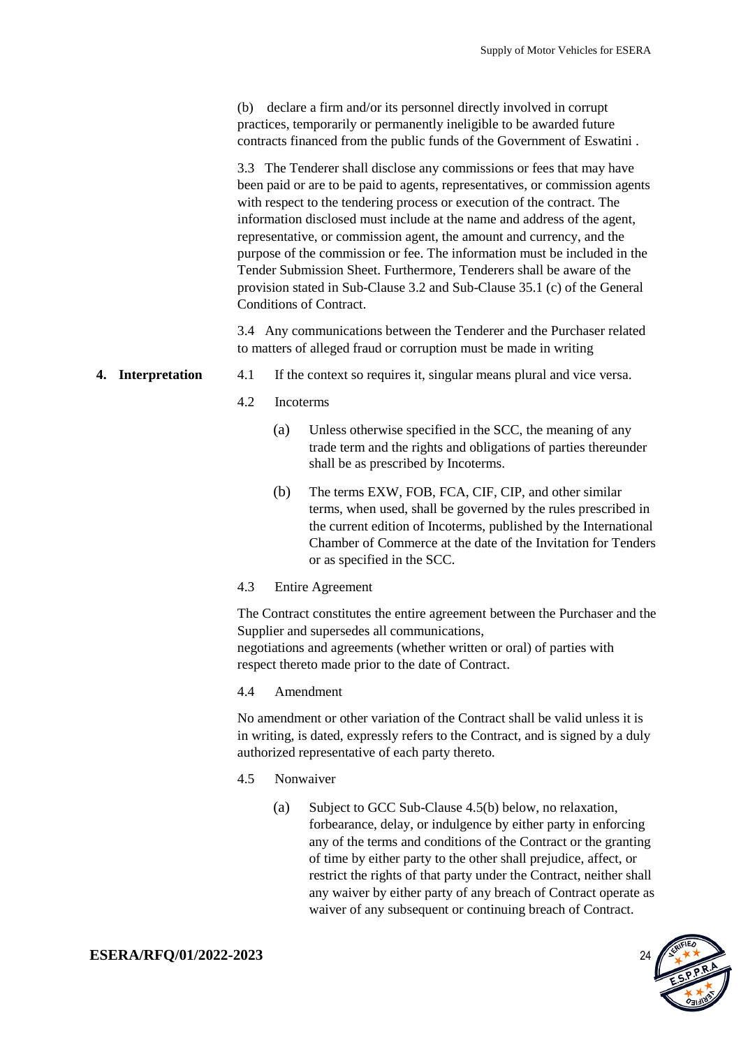(b) declare a firm and/or its personnel directly involved in corrupt practices, temporarily or permanently ineligible to be awarded future contracts financed from the public funds of the Government of Eswatini .

3.3 The Tenderer shall disclose any commissions or fees that may have been paid or are to be paid to agents, representatives, or commission agents with respect to the tendering process or execution of the contract. The information disclosed must include at the name and address of the agent, representative, or commission agent, the amount and currency, and the purpose of the commission or fee. The information must be included in the Tender Submission Sheet. Furthermore, Tenderers shall be aware of the provision stated in Sub-Clause 3.2 and Sub-Clause 35.1 (c) of the General Conditions of Contract.

3.4 Any communications between the Tenderer and the Purchaser related to matters of alleged fraud or corruption must be made in writing

**4. Interpretation**

4.1 If the context so requires it, singular means plural and vice versa.

4.2 Incoterms

(a) Unless otherwise specified in the SCC, the meaning of any trade term and the rights and obligations of parties thereunder shall be as prescribed by Incoterms.

(b) The terms EXW, FOB, FCA, CIF, CIP, and other similar terms, when used, shall be governed by the rules prescribed in the current edition of Incoterms, published by the International Chamber of Commerce at the date of the Invitation for Tenders or as specified in the SCC.

4.3 Entire Agreement

The Contract constitutes the entire agreement between the Purchaser and the Supplier and supersedes all communications, negotiations and agreements (whether written or oral) of parties with respect thereto made prior to the date of Contract.

4.4 Amendment

No amendment or other variation of the Contract shall be valid unless it is in writing, is dated, expressly refers to the Contract, and is signed by a duly authorized representative of each party thereto.

4.5 Nonwaiver

(a) Subject to GCC Sub-Clause 4.5(b) below, no relaxation, forbearance, delay, or indulgence by either party in enforcing any of the terms and conditions of the Contract or the granting of time by either party to the other shall prejudice, affect, or restrict the rights of that party under the Contract, neither shall any waiver by either party of any breach of Contract operate as waiver of any subsequent or continuing breach of Contract.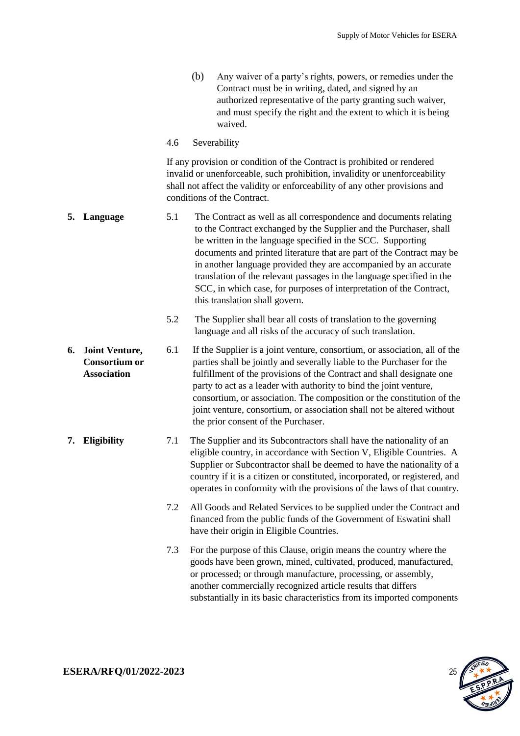(b) Any waiver of a party's rights, powers, or remedies under the Contract must be in writing, dated, and signed by an authorized representative of the party granting such waiver, and must specify the right and the extent to which it is being waived.

4.6 Severability

If any provision or condition of the Contract is prohibited or rendered invalid or unenforceable, such prohibition, invalidity or unenforceability shall not affect the validity or enforceability of any other provisions and conditions of the Contract.

**5. Language**

5.1 The Contract as well as all correspondence and documents relating to the Contract exchanged by the Supplier and the Purchaser, shall be written in the language specified in the SCC. Supporting documents and printed literature that are part of the Contract may be in another language provided they are accompanied by an accurate translation of the relevant passages in the language specified in the SCC, in which case, for purposes of interpretation of the Contract, this translation shall govern.

5.2 The Supplier shall bear all costs of translation to the governing language and all risks of the accuracy of such translation.

**6. Joint Venture, Consortium or Association**

6.1 If the Supplier is a joint venture, consortium, or association, all of the parties shall be jointly and severally liable to the Purchaser for the fulfillment of the provisions of the Contract and shall designate one party to act as a leader with authority to bind the joint venture, consortium, or association. The composition or the constitution of the joint venture, consortium, or association shall not be altered without the prior consent of the Purchaser.

**7. Eligibility**

7.1 The Supplier and its Subcontractors shall have the nationality of an eligible country, in accordance with Section V, Eligible Countries. A Supplier or Subcontractor shall be deemed to have the nationality of a country if it is a citizen or constituted, incorporated, or registered, and operates in conformity with the provisions of the laws of that country.

7.2 All Goods and Related Services to be supplied under the Contract and financed from the public funds of the Government of Eswatini shall have their origin in Eligible Countries.

7.3 For the purpose of this Clause, origin means the country where the goods have been grown, mined, cultivated, produced, manufactured, or processed; or through manufacture, processing, or assembly, another commercially recognized article results that differs substantially in its basic characteristics from its imported components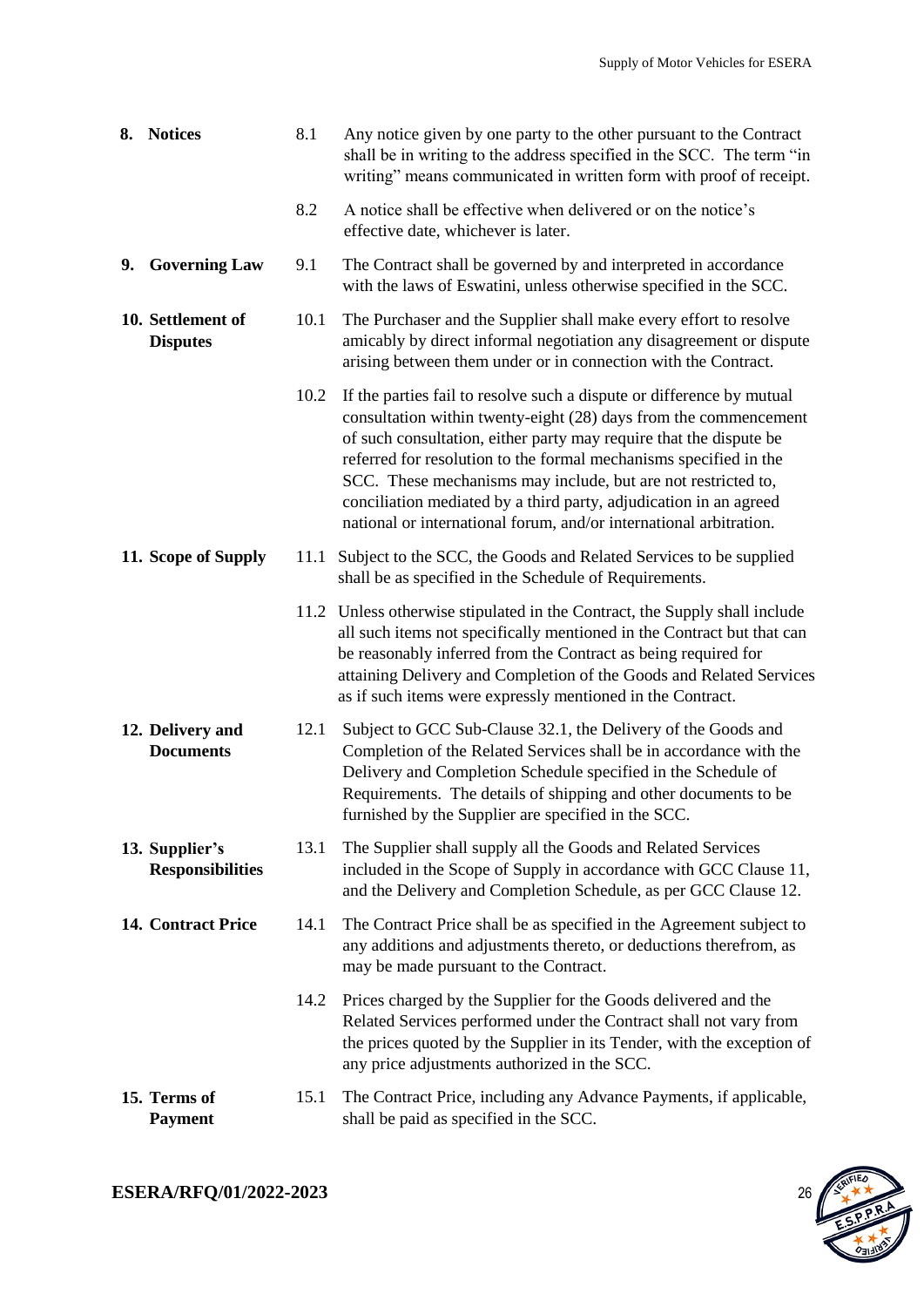| | | |
|---|---|---|
| **8. Notices** | 8.1 | Any notice given by one party to the other pursuant to the Contract shall be in writing to the address specified in the SCC. The term "in writing" means communicated in written form with proof of receipt. |
| | 8.2 | A notice shall be effective when delivered or on the notice's effective date, whichever is later. |
| **9. Governing Law** | 9.1 | The Contract shall be governed by and interpreted in accordance with the laws of Eswatini, unless otherwise specified in the SCC. |
| **10. Settlement of Disputes** | 10.1 | The Purchaser and the Supplier shall make every effort to resolve amicably by direct informal negotiation any disagreement or dispute arising between them under or in connection with the Contract. |
| | 10.2 | If the parties fail to resolve such a dispute or difference by mutual consultation within twenty-eight (28) days from the commencement of such consultation, either party may require that the dispute be referred for resolution to the formal mechanisms specified in the SCC. These mechanisms may include, but are not restricted to, conciliation mediated by a third party, adjudication in an agreed national or international forum, and/or international arbitration. |
| **11. Scope of Supply** | 11.1 | Subject to the SCC, the Goods and Related Services to be supplied shall be as specified in the Schedule of Requirements. |
| | 11.2 | Unless otherwise stipulated in the Contract, the Supply shall include all such items not specifically mentioned in the Contract but that can be reasonably inferred from the Contract as being required for attaining Delivery and Completion of the Goods and Related Services as if such items were expressly mentioned in the Contract. |
| **12. Delivery and Documents** | 12.1 | Subject to GCC Sub-Clause 32.1, the Delivery of the Goods and Completion of the Related Services shall be in accordance with the Delivery and Completion Schedule specified in the Schedule of Requirements. The details of shipping and other documents to be furnished by the Supplier are specified in the SCC. |
| **13. Supplier's Responsibilities** | 13.1 | The Supplier shall supply all the Goods and Related Services included in the Scope of Supply in accordance with GCC Clause 11, and the Delivery and Completion Schedule, as per GCC Clause 12. |
| **14. Contract Price** | 14.1 | The Contract Price shall be as specified in the Agreement subject to any additions and adjustments thereto, or deductions therefrom, as may be made pursuant to the Contract. |
| | 14.2 | Prices charged by the Supplier for the Goods delivered and the Related Services performed under the Contract shall not vary from the prices quoted by the Supplier in its Tender, with the exception of any price adjustments authorized in the SCC. |
| **15. Terms of Payment** | 15.1 | The Contract Price, including any Advance Payments, if applicable, shall be paid as specified in the SCC. |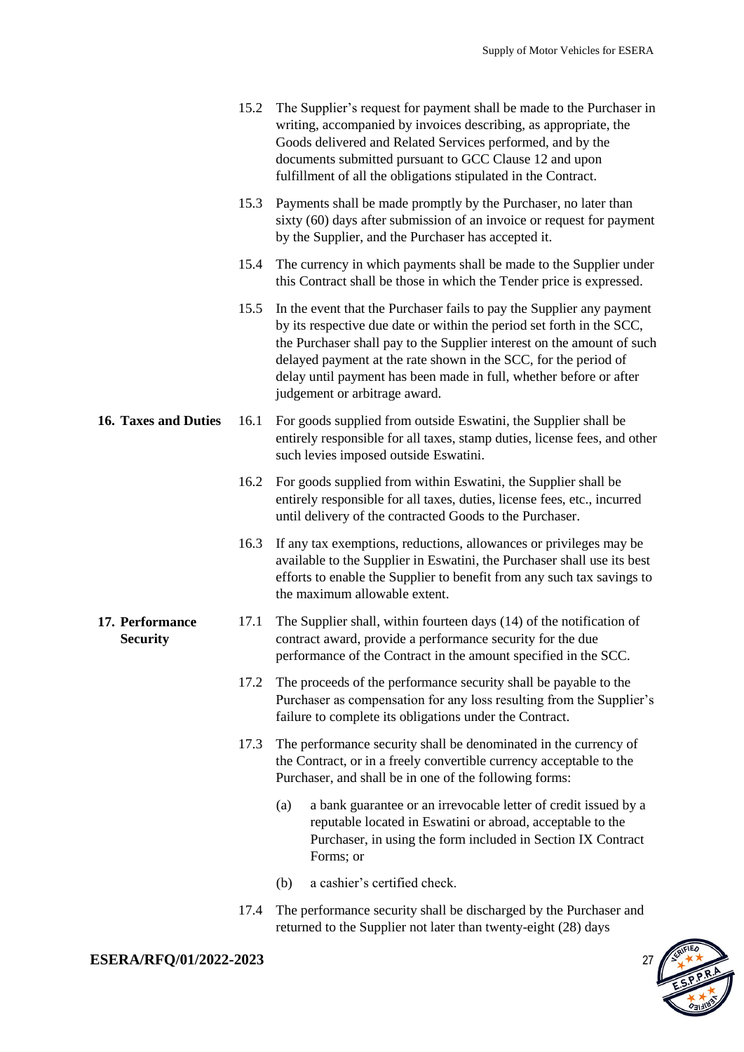15.2 The Supplier's request for payment shall be made to the Purchaser in writing, accompanied by invoices describing, as appropriate, the Goods delivered and Related Services performed, and by the documents submitted pursuant to GCC Clause 12 and upon fulfillment of all the obligations stipulated in the Contract.

15.3 Payments shall be made promptly by the Purchaser, no later than sixty (60) days after submission of an invoice or request for payment by the Supplier, and the Purchaser has accepted it.

15.4 The currency in which payments shall be made to the Supplier under this Contract shall be those in which the Tender price is expressed.

15.5 In the event that the Purchaser fails to pay the Supplier any payment by its respective due date or within the period set forth in the SCC, the Purchaser shall pay to the Supplier interest on the amount of such delayed payment at the rate shown in the SCC, for the period of delay until payment has been made in full, whether before or after judgement or arbitrage award.

**16. Taxes and Duties**

16.1 For goods supplied from outside Eswatini, the Supplier shall be entirely responsible for all taxes, stamp duties, license fees, and other such levies imposed outside Eswatini.

16.2 For goods supplied from within Eswatini, the Supplier shall be entirely responsible for all taxes, duties, license fees, etc., incurred until delivery of the contracted Goods to the Purchaser.

16.3 If any tax exemptions, reductions, allowances or privileges may be available to the Supplier in Eswatini, the Purchaser shall use its best efforts to enable the Supplier to benefit from any such tax savings to the maximum allowable extent.

**17. Performance Security**

17.1 The Supplier shall, within fourteen days (14) of the notification of contract award, provide a performance security for the due performance of the Contract in the amount specified in the SCC.

17.2 The proceeds of the performance security shall be payable to the Purchaser as compensation for any loss resulting from the Supplier's failure to complete its obligations under the Contract.

17.3 The performance security shall be denominated in the currency of the Contract, or in a freely convertible currency acceptable to the Purchaser, and shall be in one of the following forms:

(a) a bank guarantee or an irrevocable letter of credit issued by a reputable located in Eswatini or abroad, acceptable to the Purchaser, in using the form included in Section IX Contract Forms; or

(b) a cashier's certified check.

17.4 The performance security shall be discharged by the Purchaser and returned to the Supplier not later than twenty-eight (28) days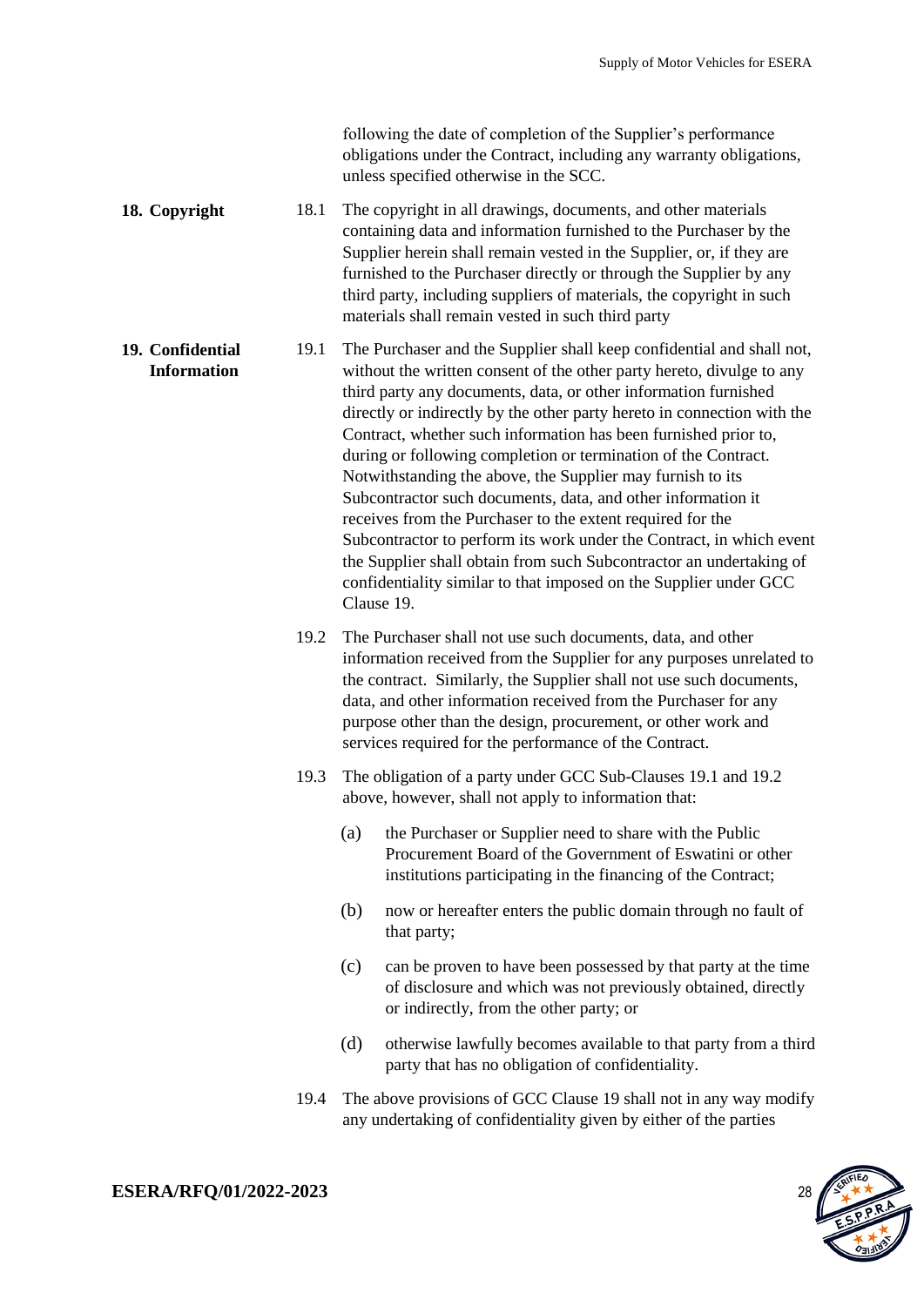following the date of completion of the Supplier's performance obligations under the Contract, including any warranty obligations, unless specified otherwise in the SCC.

**18. Copyright**

18.1 The copyright in all drawings, documents, and other materials containing data and information furnished to the Purchaser by the Supplier herein shall remain vested in the Supplier, or, if they are furnished to the Purchaser directly or through the Supplier by any third party, including suppliers of materials, the copyright in such materials shall remain vested in such third party

**19. Confidential Information**

19.1 The Purchaser and the Supplier shall keep confidential and shall not, without the written consent of the other party hereto, divulge to any third party any documents, data, or other information furnished directly or indirectly by the other party hereto in connection with the Contract, whether such information has been furnished prior to, during or following completion or termination of the Contract. Notwithstanding the above, the Supplier may furnish to its Subcontractor such documents, data, and other information it receives from the Purchaser to the extent required for the Subcontractor to perform its work under the Contract, in which event the Supplier shall obtain from such Subcontractor an undertaking of confidentiality similar to that imposed on the Supplier under GCC Clause 19.

19.2 The Purchaser shall not use such documents, data, and other information received from the Supplier for any purposes unrelated to the contract. Similarly, the Supplier shall not use such documents, data, and other information received from the Purchaser for any purpose other than the design, procurement, or other work and services required for the performance of the Contract.

19.3 The obligation of a party under GCC Sub-Clauses 19.1 and 19.2 above, however, shall not apply to information that:

(a) the Purchaser or Supplier need to share with the Public Procurement Board of the Government of Eswatini or other institutions participating in the financing of the Contract;

(b) now or hereafter enters the public domain through no fault of that party;

(c) can be proven to have been possessed by that party at the time of disclosure and which was not previously obtained, directly or indirectly, from the other party; or

(d) otherwise lawfully becomes available to that party from a third party that has no obligation of confidentiality.

19.4 The above provisions of GCC Clause 19 shall not in any way modify any undertaking of confidentiality given by either of the parties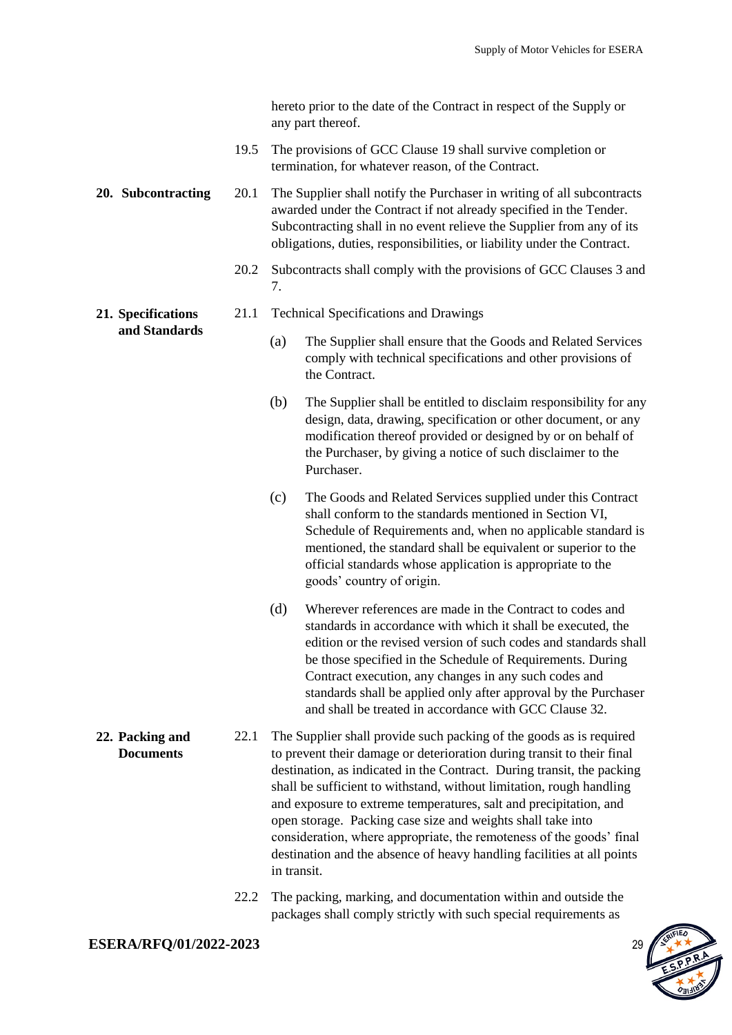hereto prior to the date of the Contract in respect of the Supply or any part thereof.

19.5 The provisions of GCC Clause 19 shall survive completion or termination, for whatever reason, of the Contract.

**20. Subcontracting**

20.1 The Supplier shall notify the Purchaser in writing of all subcontracts awarded under the Contract if not already specified in the Tender. Subcontracting shall in no event relieve the Supplier from any of its obligations, duties, responsibilities, or liability under the Contract.

20.2 Subcontracts shall comply with the provisions of GCC Clauses 3 and 7.

**21. Specifications and Standards**

21.1 Technical Specifications and Drawings

(a) The Supplier shall ensure that the Goods and Related Services comply with technical specifications and other provisions of the Contract.

(b) The Supplier shall be entitled to disclaim responsibility for any design, data, drawing, specification or other document, or any modification thereof provided or designed by or on behalf of the Purchaser, by giving a notice of such disclaimer to the Purchaser.

(c) The Goods and Related Services supplied under this Contract shall conform to the standards mentioned in Section VI, Schedule of Requirements and, when no applicable standard is mentioned, the standard shall be equivalent or superior to the official standards whose application is appropriate to the goods' country of origin.

(d) Wherever references are made in the Contract to codes and standards in accordance with which it shall be executed, the edition or the revised version of such codes and standards shall be those specified in the Schedule of Requirements. During Contract execution, any changes in any such codes and standards shall be applied only after approval by the Purchaser and shall be treated in accordance with GCC Clause 32.

**22. Packing and Documents**

22.1 The Supplier shall provide such packing of the goods as is required to prevent their damage or deterioration during transit to their final destination, as indicated in the Contract. During transit, the packing shall be sufficient to withstand, without limitation, rough handling and exposure to extreme temperatures, salt and precipitation, and open storage. Packing case size and weights shall take into consideration, where appropriate, the remoteness of the goods' final destination and the absence of heavy handling facilities at all points in transit.

22.2 The packing, marking, and documentation within and outside the packages shall comply strictly with such special requirements as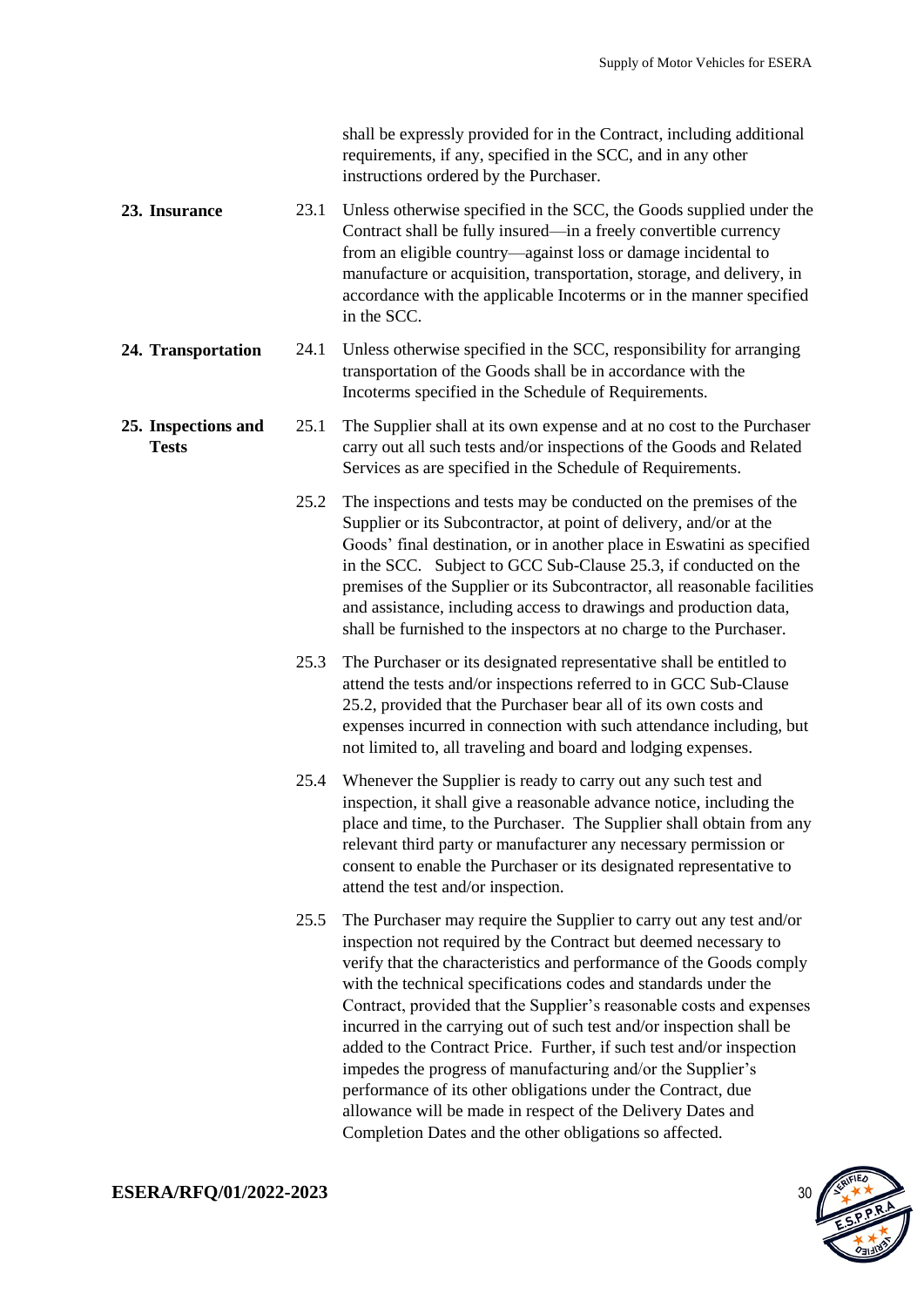shall be expressly provided for in the Contract, including additional requirements, if any, specified in the SCC, and in any other instructions ordered by the Purchaser.

**23. Insurance**

23.1 Unless otherwise specified in the SCC, the Goods supplied under the Contract shall be fully insured—in a freely convertible currency from an eligible country—against loss or damage incidental to manufacture or acquisition, transportation, storage, and delivery, in accordance with the applicable Incoterms or in the manner specified in the SCC.

**24. Transportation**

24.1 Unless otherwise specified in the SCC, responsibility for arranging transportation of the Goods shall be in accordance with the Incoterms specified in the Schedule of Requirements.

**25. Inspections and Tests**

25.1 The Supplier shall at its own expense and at no cost to the Purchaser carry out all such tests and/or inspections of the Goods and Related Services as are specified in the Schedule of Requirements.

25.2 The inspections and tests may be conducted on the premises of the Supplier or its Subcontractor, at point of delivery, and/or at the Goods' final destination, or in another place in Eswatini as specified in the SCC. Subject to GCC Sub-Clause 25.3, if conducted on the premises of the Supplier or its Subcontractor, all reasonable facilities and assistance, including access to drawings and production data, shall be furnished to the inspectors at no charge to the Purchaser.

25.3 The Purchaser or its designated representative shall be entitled to attend the tests and/or inspections referred to in GCC Sub-Clause 25.2, provided that the Purchaser bear all of its own costs and expenses incurred in connection with such attendance including, but not limited to, all traveling and board and lodging expenses.

25.4 Whenever the Supplier is ready to carry out any such test and inspection, it shall give a reasonable advance notice, including the place and time, to the Purchaser. The Supplier shall obtain from any relevant third party or manufacturer any necessary permission or consent to enable the Purchaser or its designated representative to attend the test and/or inspection.

25.5 The Purchaser may require the Supplier to carry out any test and/or inspection not required by the Contract but deemed necessary to verify that the characteristics and performance of the Goods comply with the technical specifications codes and standards under the Contract, provided that the Supplier's reasonable costs and expenses incurred in the carrying out of such test and/or inspection shall be added to the Contract Price. Further, if such test and/or inspection impedes the progress of manufacturing and/or the Supplier's performance of its other obligations under the Contract, due allowance will be made in respect of the Delivery Dates and Completion Dates and the other obligations so affected.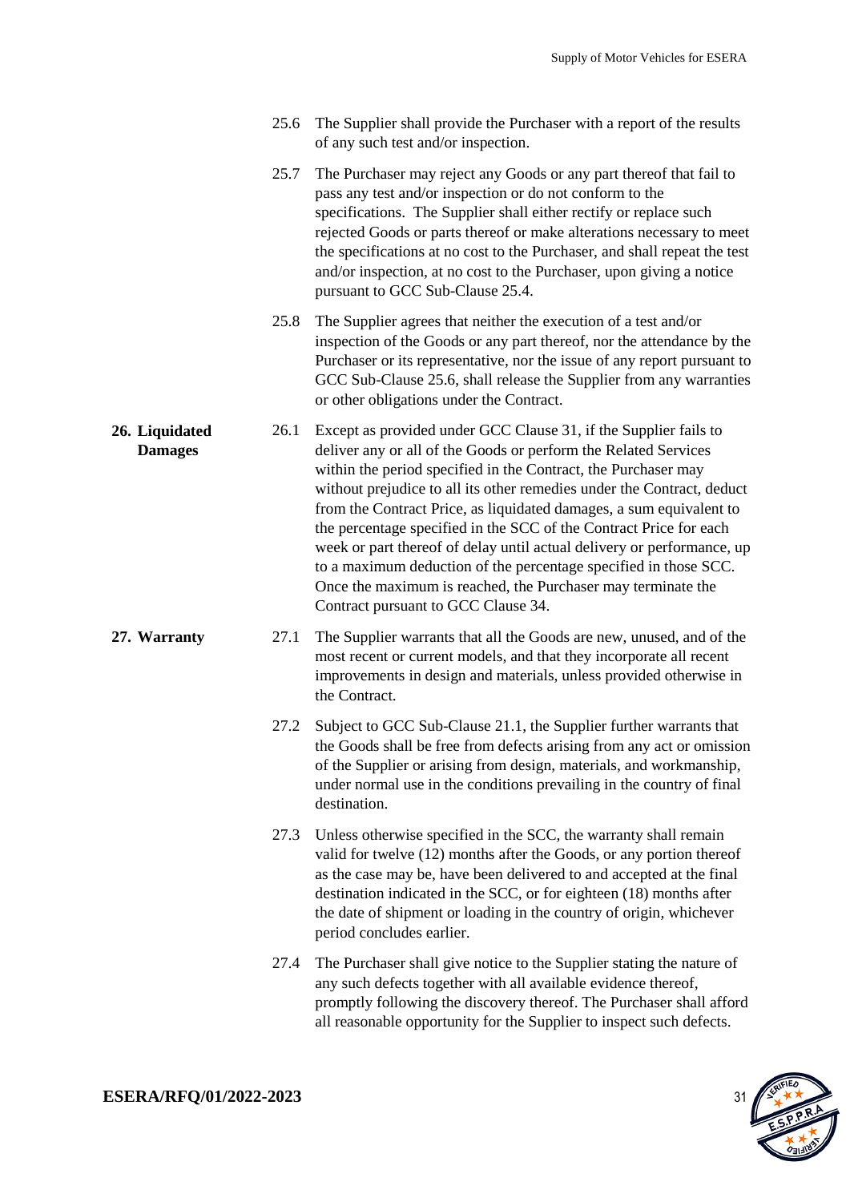25.6 The Supplier shall provide the Purchaser with a report of the results of any such test and/or inspection.

25.7 The Purchaser may reject any Goods or any part thereof that fail to pass any test and/or inspection or do not conform to the specifications. The Supplier shall either rectify or replace such rejected Goods or parts thereof or make alterations necessary to meet the specifications at no cost to the Purchaser, and shall repeat the test and/or inspection, at no cost to the Purchaser, upon giving a notice pursuant to GCC Sub-Clause 25.4.

25.8 The Supplier agrees that neither the execution of a test and/or inspection of the Goods or any part thereof, nor the attendance by the Purchaser or its representative, nor the issue of any report pursuant to GCC Sub-Clause 25.6, shall release the Supplier from any warranties or other obligations under the Contract.

**26. Liquidated Damages**

26.1 Except as provided under GCC Clause 31, if the Supplier fails to deliver any or all of the Goods or perform the Related Services within the period specified in the Contract, the Purchaser may without prejudice to all its other remedies under the Contract, deduct from the Contract Price, as liquidated damages, a sum equivalent to the percentage specified in the SCC of the Contract Price for each week or part thereof of delay until actual delivery or performance, up to a maximum deduction of the percentage specified in those SCC. Once the maximum is reached, the Purchaser may terminate the Contract pursuant to GCC Clause 34.

**27. Warranty**

27.1 The Supplier warrants that all the Goods are new, unused, and of the most recent or current models, and that they incorporate all recent improvements in design and materials, unless provided otherwise in the Contract.

27.2 Subject to GCC Sub-Clause 21.1, the Supplier further warrants that the Goods shall be free from defects arising from any act or omission of the Supplier or arising from design, materials, and workmanship, under normal use in the conditions prevailing in the country of final destination.

27.3 Unless otherwise specified in the SCC, the warranty shall remain valid for twelve (12) months after the Goods, or any portion thereof as the case may be, have been delivered to and accepted at the final destination indicated in the SCC, or for eighteen (18) months after the date of shipment or loading in the country of origin, whichever period concludes earlier.

27.4 The Purchaser shall give notice to the Supplier stating the nature of any such defects together with all available evidence thereof, promptly following the discovery thereof. The Purchaser shall afford all reasonable opportunity for the Supplier to inspect such defects.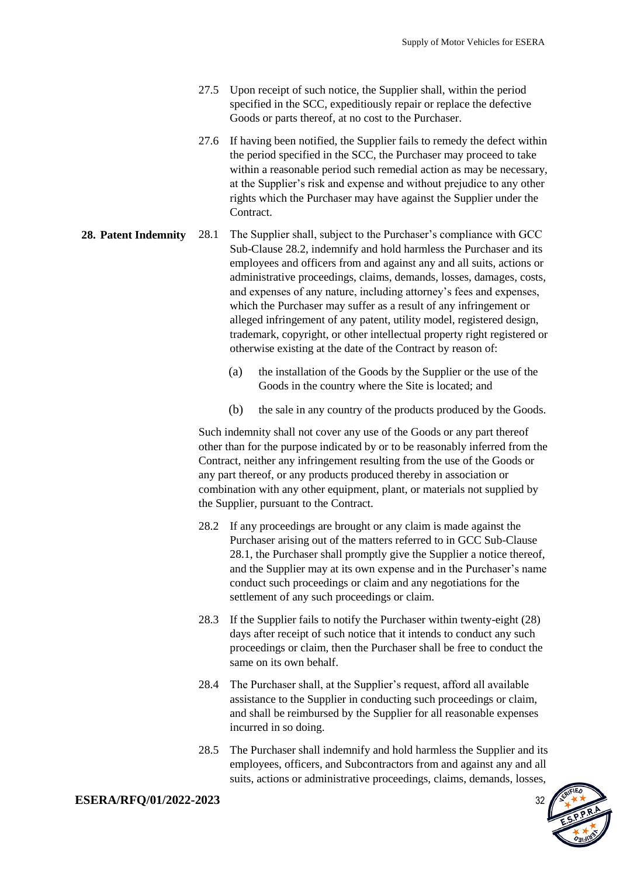27.5 Upon receipt of such notice, the Supplier shall, within the period specified in the SCC, expeditiously repair or replace the defective Goods or parts thereof, at no cost to the Purchaser.

27.6 If having been notified, the Supplier fails to remedy the defect within the period specified in the SCC, the Purchaser may proceed to take within a reasonable period such remedial action as may be necessary, at the Supplier's risk and expense and without prejudice to any other rights which the Purchaser may have against the Supplier under the Contract.

**28. Patent Indemnity**

28.1 The Supplier shall, subject to the Purchaser's compliance with GCC Sub-Clause 28.2, indemnify and hold harmless the Purchaser and its employees and officers from and against any and all suits, actions or administrative proceedings, claims, demands, losses, damages, costs, and expenses of any nature, including attorney's fees and expenses, which the Purchaser may suffer as a result of any infringement or alleged infringement of any patent, utility model, registered design, trademark, copyright, or other intellectual property right registered or otherwise existing at the date of the Contract by reason of:

(a) the installation of the Goods by the Supplier or the use of the Goods in the country where the Site is located; and

(b) the sale in any country of the products produced by the Goods.

Such indemnity shall not cover any use of the Goods or any part thereof other than for the purpose indicated by or to be reasonably inferred from the Contract, neither any infringement resulting from the use of the Goods or any part thereof, or any products produced thereby in association or combination with any other equipment, plant, or materials not supplied by the Supplier, pursuant to the Contract.

28.2 If any proceedings are brought or any claim is made against the Purchaser arising out of the matters referred to in GCC Sub-Clause 28.1, the Purchaser shall promptly give the Supplier a notice thereof, and the Supplier may at its own expense and in the Purchaser's name conduct such proceedings or claim and any negotiations for the settlement of any such proceedings or claim.

28.3 If the Supplier fails to notify the Purchaser within twenty-eight (28) days after receipt of such notice that it intends to conduct any such proceedings or claim, then the Purchaser shall be free to conduct the same on its own behalf.

28.4 The Purchaser shall, at the Supplier's request, afford all available assistance to the Supplier in conducting such proceedings or claim, and shall be reimbursed by the Supplier for all reasonable expenses incurred in so doing.

28.5 The Purchaser shall indemnify and hold harmless the Supplier and its employees, officers, and Subcontractors from and against any and all suits, actions or administrative proceedings, claims, demands, losses,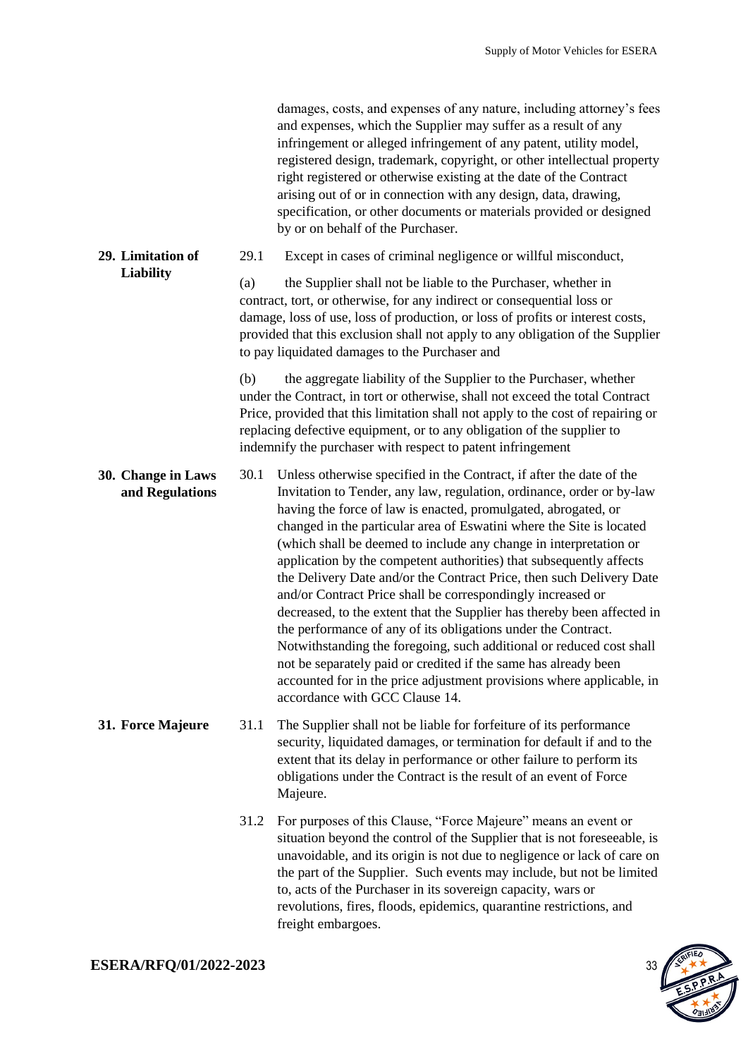damages, costs, and expenses of any nature, including attorney's fees and expenses, which the Supplier may suffer as a result of any infringement or alleged infringement of any patent, utility model, registered design, trademark, copyright, or other intellectual property right registered or otherwise existing at the date of the Contract arising out of or in connection with any design, data, drawing, specification, or other documents or materials provided or designed by or on behalf of the Purchaser.

**29. Limitation of Liability**

29.1 Except in cases of criminal negligence or willful misconduct,

(a) the Supplier shall not be liable to the Purchaser, whether in contract, tort, or otherwise, for any indirect or consequential loss or damage, loss of use, loss of production, or loss of profits or interest costs, provided that this exclusion shall not apply to any obligation of the Supplier to pay liquidated damages to the Purchaser and

(b) the aggregate liability of the Supplier to the Purchaser, whether under the Contract, in tort or otherwise, shall not exceed the total Contract Price, provided that this limitation shall not apply to the cost of repairing or replacing defective equipment, or to any obligation of the supplier to indemnify the purchaser with respect to patent infringement

**30. Change in Laws and Regulations**

30.1 Unless otherwise specified in the Contract, if after the date of the Invitation to Tender, any law, regulation, ordinance, order or by-law having the force of law is enacted, promulgated, abrogated, or changed in the particular area of Eswatini where the Site is located (which shall be deemed to include any change in interpretation or application by the competent authorities) that subsequently affects the Delivery Date and/or the Contract Price, then such Delivery Date and/or Contract Price shall be correspondingly increased or decreased, to the extent that the Supplier has thereby been affected in the performance of any of its obligations under the Contract. Notwithstanding the foregoing, such additional or reduced cost shall not be separately paid or credited if the same has already been accounted for in the price adjustment provisions where applicable, in accordance with GCC Clause 14.

**31. Force Majeure**

31.1 The Supplier shall not be liable for forfeiture of its performance security, liquidated damages, or termination for default if and to the extent that its delay in performance or other failure to perform its obligations under the Contract is the result of an event of Force Majeure.

31.2 For purposes of this Clause, "Force Majeure" means an event or situation beyond the control of the Supplier that is not foreseeable, is unavoidable, and its origin is not due to negligence or lack of care on the part of the Supplier. Such events may include, but not be limited to, acts of the Purchaser in its sovereign capacity, wars or revolutions, fires, floods, epidemics, quarantine restrictions, and freight embargoes.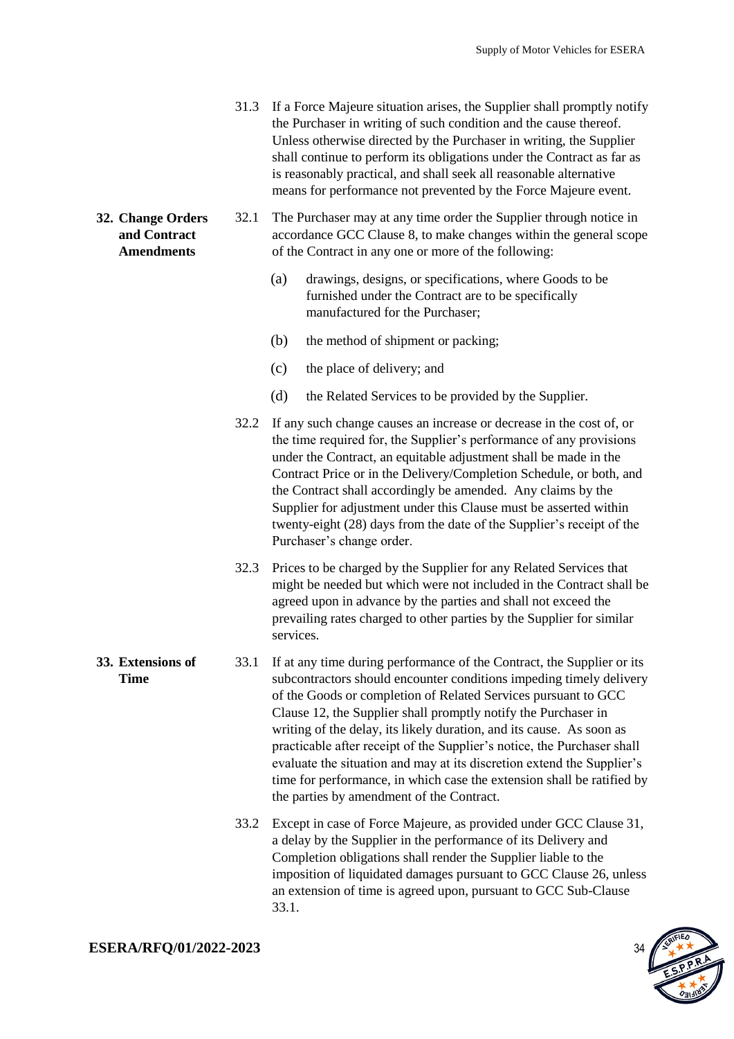31.3 If a Force Majeure situation arises, the Supplier shall promptly notify the Purchaser in writing of such condition and the cause thereof. Unless otherwise directed by the Purchaser in writing, the Supplier shall continue to perform its obligations under the Contract as far as is reasonably practical, and shall seek all reasonable alternative means for performance not prevented by the Force Majeure event.

**32. Change Orders and Contract Amendments**

32.1 The Purchaser may at any time order the Supplier through notice in accordance GCC Clause 8, to make changes within the general scope of the Contract in any one or more of the following:

(a) drawings, designs, or specifications, where Goods to be furnished under the Contract are to be specifically manufactured for the Purchaser;

(b) the method of shipment or packing;

(c) the place of delivery; and

(d) the Related Services to be provided by the Supplier.

32.2 If any such change causes an increase or decrease in the cost of, or the time required for, the Supplier's performance of any provisions under the Contract, an equitable adjustment shall be made in the Contract Price or in the Delivery/Completion Schedule, or both, and the Contract shall accordingly be amended. Any claims by the Supplier for adjustment under this Clause must be asserted within twenty-eight (28) days from the date of the Supplier's receipt of the Purchaser's change order.

32.3 Prices to be charged by the Supplier for any Related Services that might be needed but which were not included in the Contract shall be agreed upon in advance by the parties and shall not exceed the prevailing rates charged to other parties by the Supplier for similar services.

**33. Extensions of Time**

33.1 If at any time during performance of the Contract, the Supplier or its subcontractors should encounter conditions impeding timely delivery of the Goods or completion of Related Services pursuant to GCC Clause 12, the Supplier shall promptly notify the Purchaser in writing of the delay, its likely duration, and its cause. As soon as practicable after receipt of the Supplier's notice, the Purchaser shall evaluate the situation and may at its discretion extend the Supplier's time for performance, in which case the extension shall be ratified by the parties by amendment of the Contract.

33.2 Except in case of Force Majeure, as provided under GCC Clause 31, a delay by the Supplier in the performance of its Delivery and Completion obligations shall render the Supplier liable to the imposition of liquidated damages pursuant to GCC Clause 26, unless an extension of time is agreed upon, pursuant to GCC Sub-Clause 33.1.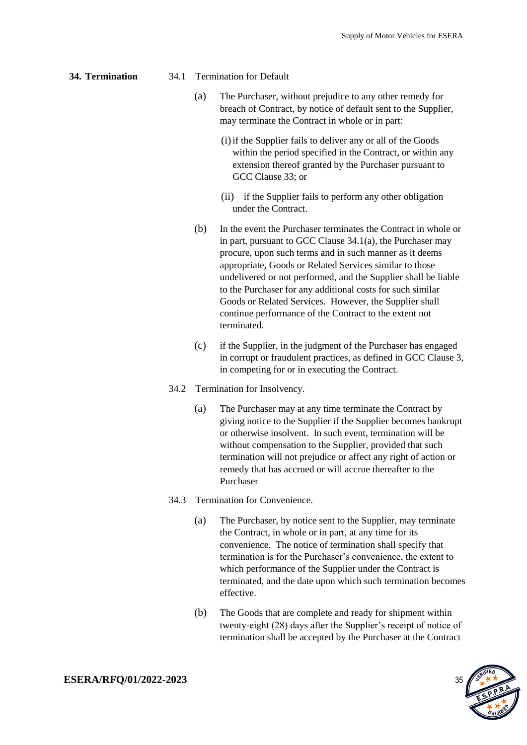**34. Termination**

34.1 Termination for Default

(a) The Purchaser, without prejudice to any other remedy for breach of Contract, by notice of default sent to the Supplier, may terminate the Contract in whole or in part:

(i) if the Supplier fails to deliver any or all of the Goods within the period specified in the Contract, or within any extension thereof granted by the Purchaser pursuant to GCC Clause 33; or

(ii) if the Supplier fails to perform any other obligation under the Contract.

(b) In the event the Purchaser terminates the Contract in whole or in part, pursuant to GCC Clause 34.1(a), the Purchaser may procure, upon such terms and in such manner as it deems appropriate, Goods or Related Services similar to those undelivered or not performed, and the Supplier shall be liable to the Purchaser for any additional costs for such similar Goods or Related Services. However, the Supplier shall continue performance of the Contract to the extent not terminated.

(c) if the Supplier, in the judgment of the Purchaser has engaged in corrupt or fraudulent practices, as defined in GCC Clause 3, in competing for or in executing the Contract.

34.2 Termination for Insolvency.

(a) The Purchaser may at any time terminate the Contract by giving notice to the Supplier if the Supplier becomes bankrupt or otherwise insolvent. In such event, termination will be without compensation to the Supplier, provided that such termination will not prejudice or affect any right of action or remedy that has accrued or will accrue thereafter to the Purchaser

34.3 Termination for Convenience.

(a) The Purchaser, by notice sent to the Supplier, may terminate the Contract, in whole or in part, at any time for its convenience. The notice of termination shall specify that termination is for the Purchaser's convenience, the extent to which performance of the Supplier under the Contract is terminated, and the date upon which such termination becomes effective.

(b) The Goods that are complete and ready for shipment within twenty-eight (28) days after the Supplier's receipt of notice of termination shall be accepted by the Purchaser at the Contract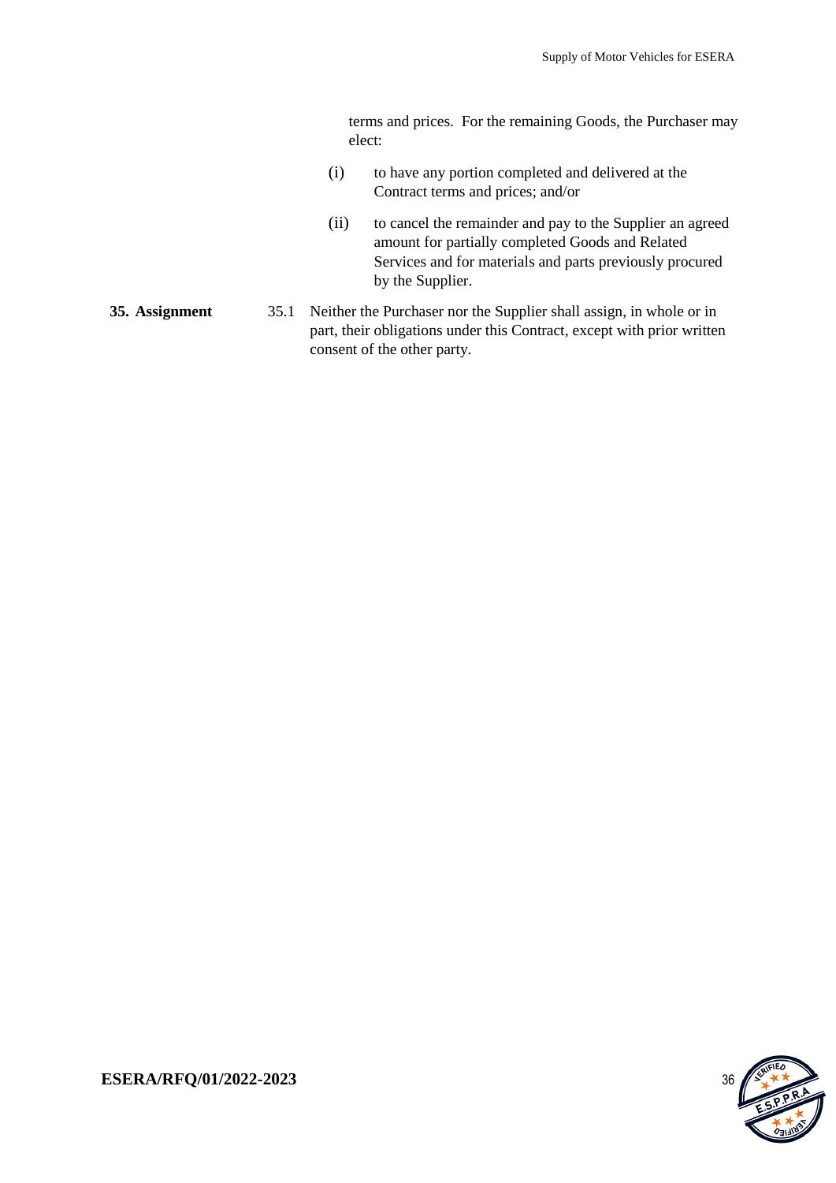terms and prices. For the remaining Goods, the Purchaser may elect:

(i) to have any portion completed and delivered at the Contract terms and prices; and/or

(ii) to cancel the remainder and pay to the Supplier an agreed amount for partially completed Goods and Related Services and for materials and parts previously procured by the Supplier.

**35. Assignment**

35.1 Neither the Purchaser nor the Supplier shall assign, in whole or in part, their obligations under this Contract, except with prior written consent of the other party.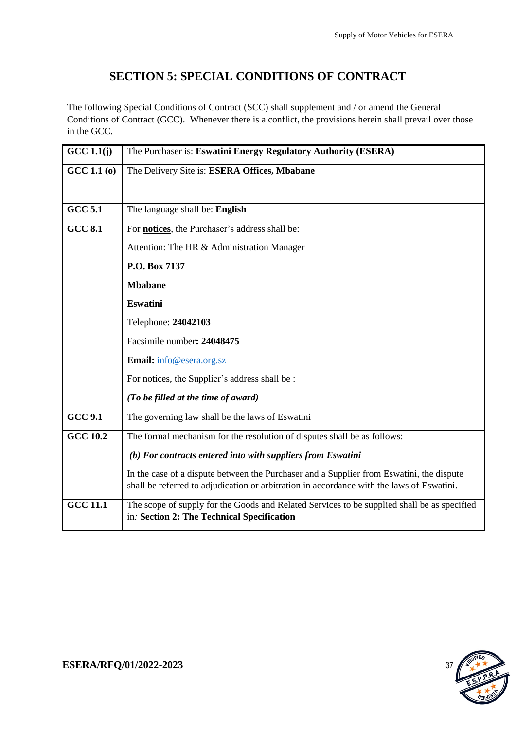# SECTION 5: SPECIAL CONDITIONS OF CONTRACT

The following Special Conditions of Contract (SCC) shall supplement and / or amend the General Conditions of Contract (GCC). Whenever there is a conflict, the provisions herein shall prevail over those in the GCC.

| | |
|---|---|
| **GCC 1.1(j)** | The Purchaser is: **Eswatini Energy Regulatory Authority (ESERA)** |
| **GCC 1.1 (o)** | The Delivery Site is: **ESERA Offices, Mbabane** |
| | |
| **GCC 5.1** | The language shall be: **English** |
| **GCC 8.1** | For **notices**, the Purchaser's address shall be:<br><br>Attention: The HR & Administration Manager<br><br>**P.O. Box 7137**<br><br>**Mbabane**<br><br>**Eswatini**<br><br>Telephone: **24042103**<br><br>Facsimile number**: 24048475**<br><br>**Email:** info@esera.org.sz<br><br>For notices, the Supplier's address shall be :<br><br>***(To be filled at the time of award)*** |
| **GCC 9.1** | The governing law shall be the laws of Eswatini |
| **GCC 10.2** | The formal mechanism for the resolution of disputes shall be as follows:<br><br>***(b) For contracts entered into with suppliers from Eswatini***<br><br>In the case of a dispute between the Purchaser and a Supplier from Eswatini, the dispute shall be referred to adjudication or arbitration in accordance with the laws of Eswatini. |
| **GCC 11.1** | The scope of supply for the Goods and Related Services to be supplied shall be as specified in*:* **Section 2: The Technical Specification** |

**ESERA/RFQ/01/2022-2023**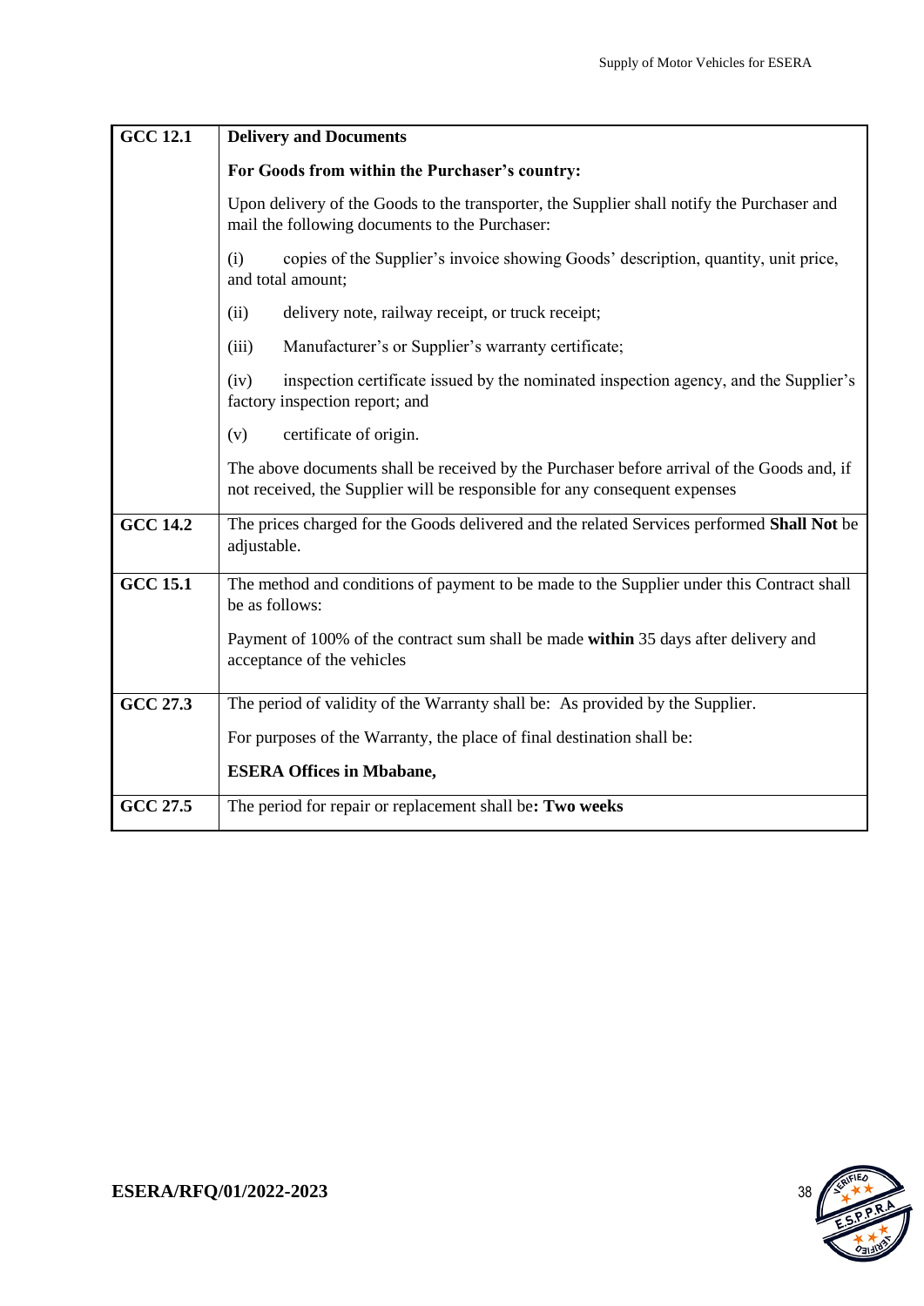| | |
|---|---|
| **GCC 12.1** | **Delivery and Documents**<br><br>**For Goods from within the Purchaser's country:**<br><br>Upon delivery of the Goods to the transporter, the Supplier shall notify the Purchaser and mail the following documents to the Purchaser:<br><br>(i) copies of the Supplier's invoice showing Goods' description, quantity, unit price, and total amount;<br><br>(ii) delivery note, railway receipt, or truck receipt;<br><br>(iii) Manufacturer's or Supplier's warranty certificate;<br><br>(iv) inspection certificate issued by the nominated inspection agency, and the Supplier's factory inspection report; and<br><br>(v) certificate of origin.<br><br>The above documents shall be received by the Purchaser before arrival of the Goods and, if not received, the Supplier will be responsible for any consequent expenses |
| **GCC 14.2** | The prices charged for the Goods delivered and the related Services performed **Shall Not** be adjustable. |
| **GCC 15.1** | The method and conditions of payment to be made to the Supplier under this Contract shall be as follows:<br><br>Payment of 100% of the contract sum shall be made **within** 35 days after delivery and acceptance of the vehicles |
| **GCC 27.3** | The period of validity of the Warranty shall be: As provided by the Supplier.<br><br>For purposes of the Warranty, the place of final destination shall be:<br><br>**ESERA Offices in Mbabane,** |
| **GCC 27.5** | The period for repair or replacement shall be**: Two weeks** |

ESERA/RFQ/01/2022-2023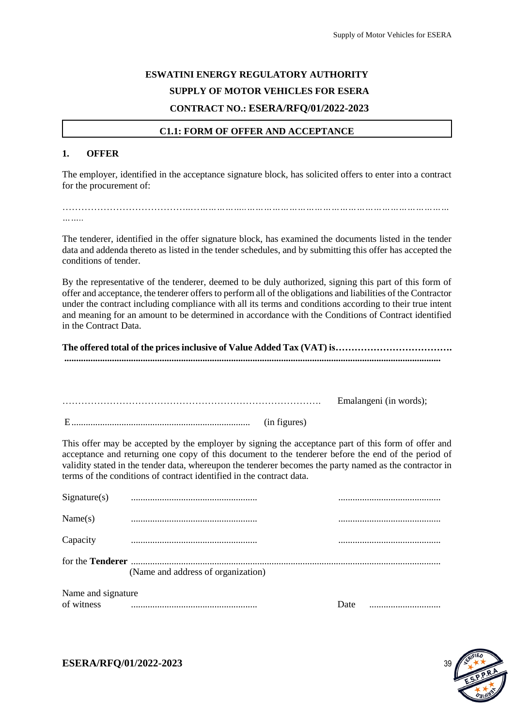**ESWATINI ENERGY REGULATORY AUTHORITY**

**SUPPLY OF MOTOR VEHICLES FOR ESERA**

**CONTRACT NO.: ESERA/RFQ/01/2022-2023**

## C1.1: FORM OF OFFER AND ACCEPTANCE

### 1. OFFER

The employer, identified in the acceptance signature block, has solicited offers to enter into a contract for the procurement of:

…………………………………………………………………………………………………………………
………

The tenderer, identified in the offer signature block, has examined the documents listed in the tender data and addenda thereto as listed in the tender schedules, and by submitting this offer has accepted the conditions of tender.

By the representative of the tenderer, deemed to be duly authorized, signing this part of this form of offer and acceptance, the tenderer offers to perform all of the obligations and liabilities of the Contractor under the contract including compliance with all its terms and conditions according to their true intent and meaning for an amount to be determined in accordance with the Conditions of Contract identified in the Contract Data.

**The offered total of the prices inclusive of Value Added Tax (VAT) is……………………………….**
**...........................................................................................................................................................**

………………………………………………………………………. Emalangeni (in words);

E.......................................................................... (in figures)

This offer may be accepted by the employer by signing the acceptance part of this form of offer and acceptance and returning one copy of this document to the tenderer before the end of the period of validity stated in the tender data, whereupon the tenderer becomes the party named as the contractor in terms of the conditions of contract identified in the contract data.

Signature(s) ..................................................... ...........................................

Name(s) ..................................................... ...........................................

Capacity ..................................................... ...........................................

for the **Tenderer** .................................................................................................................................
(Name and address of organization)

Name and signature
of witness ..................................................... Date ..............................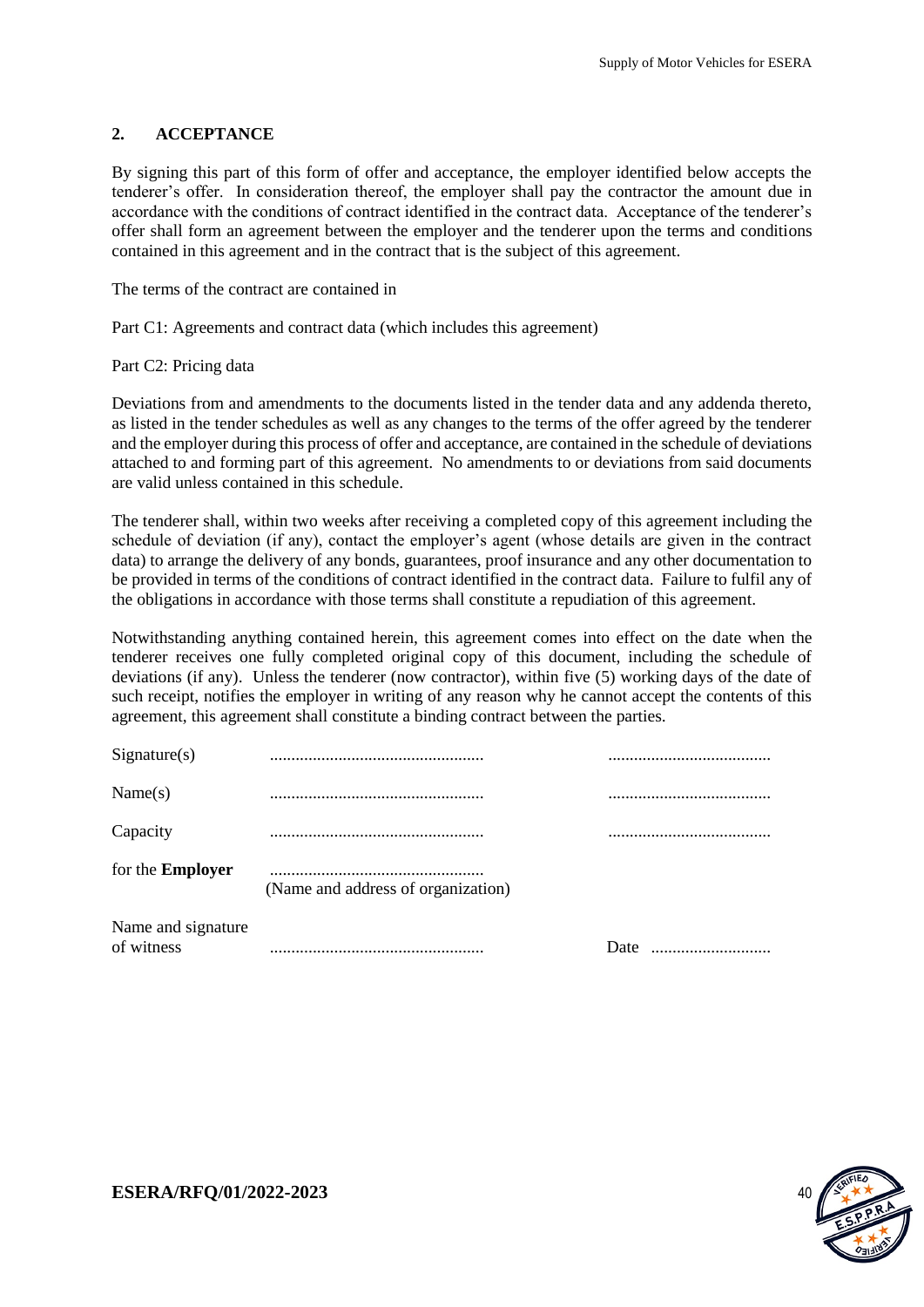## 2. ACCEPTANCE

By signing this part of this form of offer and acceptance, the employer identified below accepts the tenderer's offer. In consideration thereof, the employer shall pay the contractor the amount due in accordance with the conditions of contract identified in the contract data. Acceptance of the tenderer's offer shall form an agreement between the employer and the tenderer upon the terms and conditions contained in this agreement and in the contract that is the subject of this agreement.

The terms of the contract are contained in

Part C1: Agreements and contract data (which includes this agreement)

Part C2: Pricing data

Deviations from and amendments to the documents listed in the tender data and any addenda thereto, as listed in the tender schedules as well as any changes to the terms of the offer agreed by the tenderer and the employer during this process of offer and acceptance, are contained in the schedule of deviations attached to and forming part of this agreement. No amendments to or deviations from said documents are valid unless contained in this schedule.

The tenderer shall, within two weeks after receiving a completed copy of this agreement including the schedule of deviation (if any), contact the employer's agent (whose details are given in the contract data) to arrange the delivery of any bonds, guarantees, proof insurance and any other documentation to be provided in terms of the conditions of contract identified in the contract data. Failure to fulfil any of the obligations in accordance with those terms shall constitute a repudiation of this agreement.

Notwithstanding anything contained herein, this agreement comes into effect on the date when the tenderer receives one fully completed original copy of this document, including the schedule of deviations (if any). Unless the tenderer (now contractor), within five (5) working days of the date of such receipt, notifies the employer in writing of any reason why he cannot accept the contents of this agreement, this agreement shall constitute a binding contract between the parties.

| | | |
|---|---|---|
| Signature(s) | .................................................. | ...................................... |
| Name(s) | .................................................. | ...................................... |
| Capacity | .................................................. | ...................................... |
| for the **Employer** | .................................................. (Name and address of organization) | |
| Name and signature of witness | .................................................. | Date ............................ |

ESERA/RFQ/01/2022-2023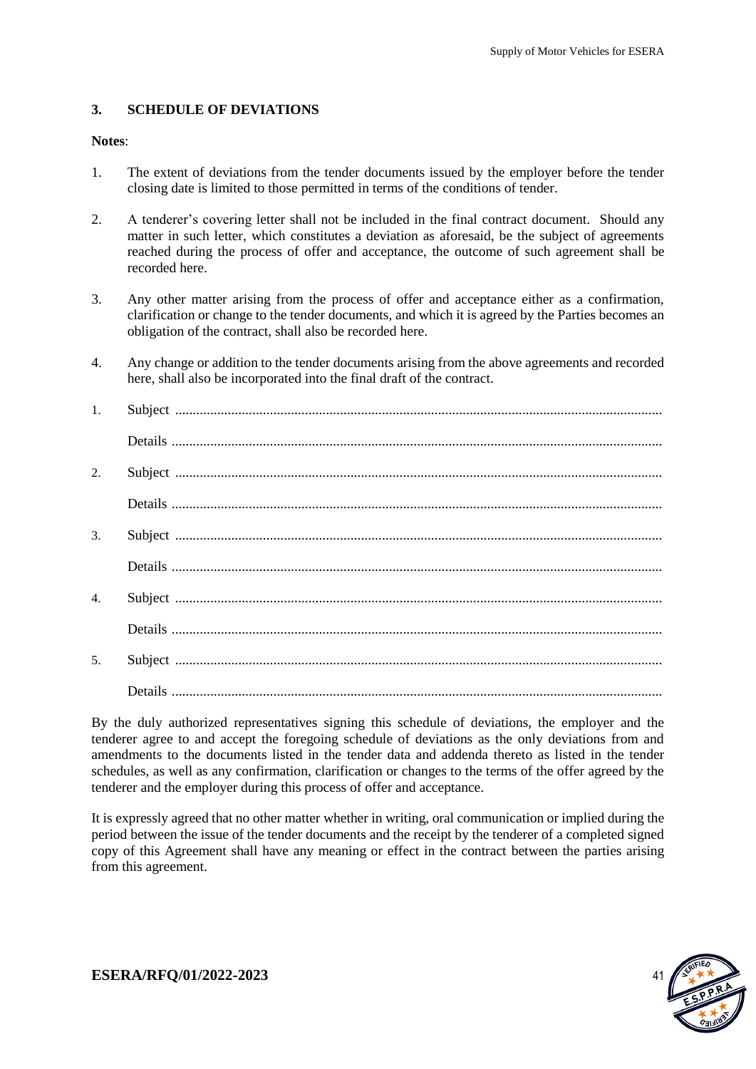## 3. SCHEDULE OF DEVIATIONS

**Notes**:

1. The extent of deviations from the tender documents issued by the employer before the tender closing date is limited to those permitted in terms of the conditions of tender.
2. A tenderer's covering letter shall not be included in the final contract document. Should any matter in such letter, which constitutes a deviation as aforesaid, be the subject of agreements reached during the process of offer and acceptance, the outcome of such agreement shall be recorded here.
3. Any other matter arising from the process of offer and acceptance either as a confirmation, clarification or change to the tender documents, and which it is agreed by the Parties becomes an obligation of the contract, shall also be recorded here.
4. Any change or addition to the tender documents arising from the above agreements and recorded here, shall also be incorporated into the final draft of the contract.

1. Subject ..........................................................................................................................................

   Details ..........................................................................................................................................

2. Subject ..........................................................................................................................................

   Details ..........................................................................................................................................

3. Subject ..........................................................................................................................................

   Details ..........................................................................................................................................

4. Subject ..........................................................................................................................................

   Details ..........................................................................................................................................

5. Subject ..........................................................................................................................................

   Details ..........................................................................................................................................

By the duly authorized representatives signing this schedule of deviations, the employer and the tenderer agree to and accept the foregoing schedule of deviations as the only deviations from and amendments to the documents listed in the tender data and addenda thereto as listed in the tender schedules, as well as any confirmation, clarification or changes to the terms of the offer agreed by the tenderer and the employer during this process of offer and acceptance.

It is expressly agreed that no other matter whether in writing, oral communication or implied during the period between the issue of the tender documents and the receipt by the tenderer of a completed signed copy of this Agreement shall have any meaning or effect in the contract between the parties arising from this agreement.

**ESERA/RFQ/01/2022-2023**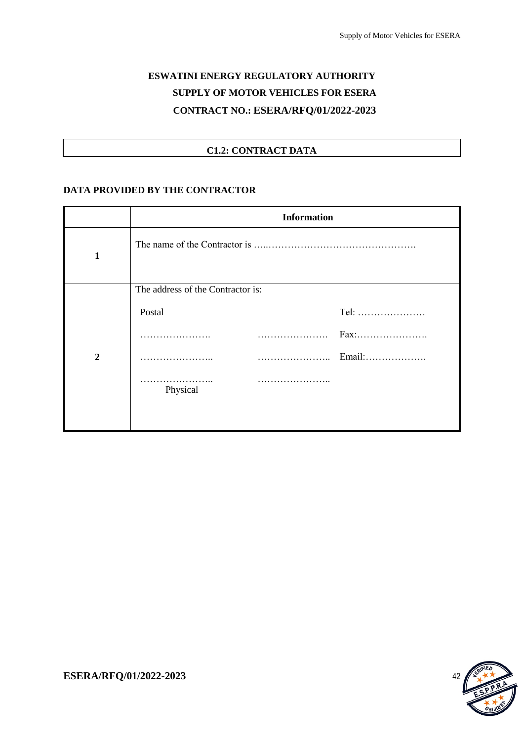# ESWATINI ENERGY REGULATORY AUTHORITY

## SUPPLY OF MOTOR VEHICLES FOR ESERA

## CONTRACT NO.: ESERA/RFQ/01/2022-2023

### C1.2: CONTRACT DATA

**DATA PROVIDED BY THE CONTRACTOR**

| | **Information** |
|---|---|
| **1** | The name of the Contractor is …..………………………………………. |
| **2** | The address of the Contractor is:<br><br>Postal Tel: …………………<br>…………………. …………………. Fax:………………….<br>………………….. ………………….. Email:……………….<br>………………….. …………………..<br>Physical |